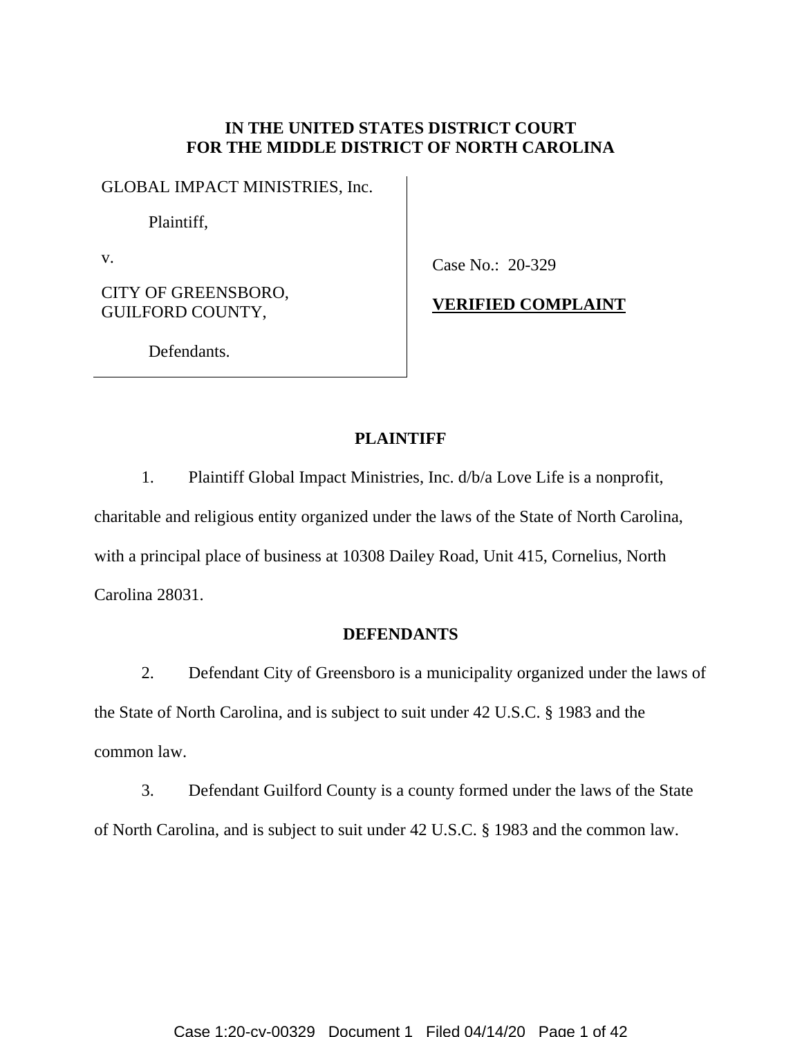**IN THE UNITED STATES DISTRICT COURT**
**FOR THE MIDDLE DISTRICT OF NORTH CAROLINA**

| | |
|---|---|
| GLOBAL IMPACT MINISTRIES, Inc.<br><br>Plaintiff,<br><br>v.<br><br>CITY OF GREENSBORO, GUILFORD COUNTY,<br><br>Defendants. | Case No.: 20-329<br><br>**VERIFIED COMPLAINT** |

## PLAINTIFF

1. Plaintiff Global Impact Ministries, Inc. d/b/a Love Life is a nonprofit, charitable and religious entity organized under the laws of the State of North Carolina, with a principal place of business at 10308 Dailey Road, Unit 415, Cornelius, North Carolina 28031.

## DEFENDANTS

2. Defendant City of Greensboro is a municipality organized under the laws of the State of North Carolina, and is subject to suit under 42 U.S.C. § 1983 and the common law.

3. Defendant Guilford County is a county formed under the laws of the State of North Carolina, and is subject to suit under 42 U.S.C. § 1983 and the common law.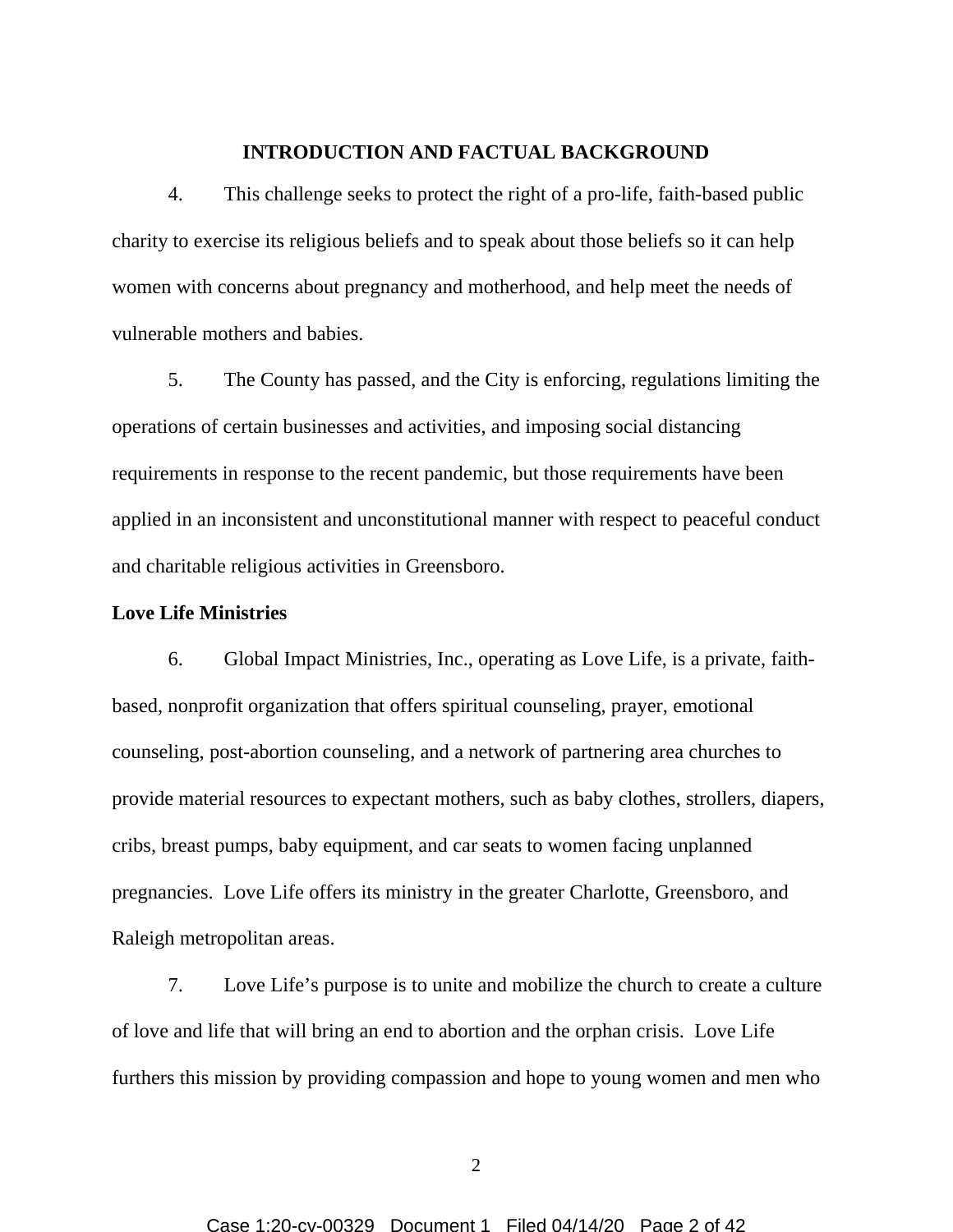## INTRODUCTION AND FACTUAL BACKGROUND

4. This challenge seeks to protect the right of a pro-life, faith-based public charity to exercise its religious beliefs and to speak about those beliefs so it can help women with concerns about pregnancy and motherhood, and help meet the needs of vulnerable mothers and babies.

5. The County has passed, and the City is enforcing, regulations limiting the operations of certain businesses and activities, and imposing social distancing requirements in response to the recent pandemic, but those requirements have been applied in an inconsistent and unconstitutional manner with respect to peaceful conduct and charitable religious activities in Greensboro.

**Love Life Ministries**

6. Global Impact Ministries, Inc., operating as Love Life, is a private, faith-based, nonprofit organization that offers spiritual counseling, prayer, emotional counseling, post-abortion counseling, and a network of partnering area churches to provide material resources to expectant mothers, such as baby clothes, strollers, diapers, cribs, breast pumps, baby equipment, and car seats to women facing unplanned pregnancies. Love Life offers its ministry in the greater Charlotte, Greensboro, and Raleigh metropolitan areas.

7. Love Life's purpose is to unite and mobilize the church to create a culture of love and life that will bring an end to abortion and the orphan crisis. Love Life furthers this mission by providing compassion and hope to young women and men who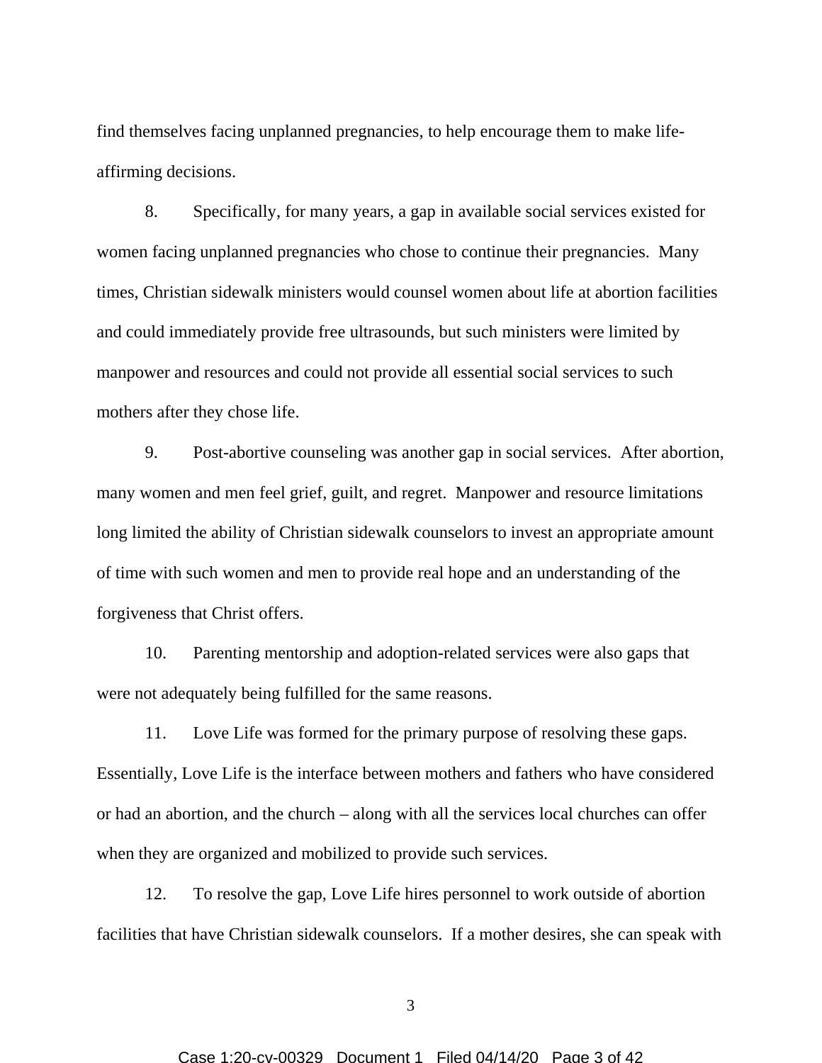find themselves facing unplanned pregnancies, to help encourage them to make life-affirming decisions.

8. Specifically, for many years, a gap in available social services existed for women facing unplanned pregnancies who chose to continue their pregnancies. Many times, Christian sidewalk ministers would counsel women about life at abortion facilities and could immediately provide free ultrasounds, but such ministers were limited by manpower and resources and could not provide all essential social services to such mothers after they chose life.

9. Post-abortive counseling was another gap in social services. After abortion, many women and men feel grief, guilt, and regret. Manpower and resource limitations long limited the ability of Christian sidewalk counselors to invest an appropriate amount of time with such women and men to provide real hope and an understanding of the forgiveness that Christ offers.

10. Parenting mentorship and adoption-related services were also gaps that were not adequately being fulfilled for the same reasons.

11. Love Life was formed for the primary purpose of resolving these gaps. Essentially, Love Life is the interface between mothers and fathers who have considered or had an abortion, and the church – along with all the services local churches can offer when they are organized and mobilized to provide such services.

12. To resolve the gap, Love Life hires personnel to work outside of abortion facilities that have Christian sidewalk counselors. If a mother desires, she can speak with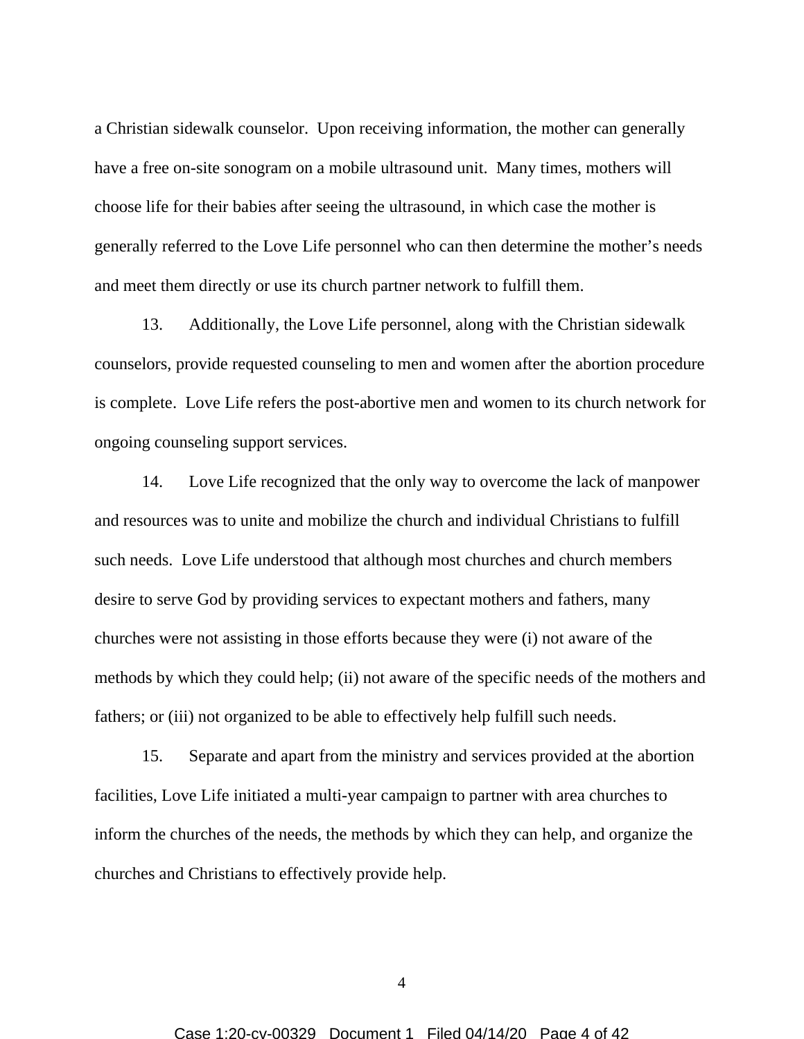a Christian sidewalk counselor. Upon receiving information, the mother can generally have a free on-site sonogram on a mobile ultrasound unit. Many times, mothers will choose life for their babies after seeing the ultrasound, in which case the mother is generally referred to the Love Life personnel who can then determine the mother's needs and meet them directly or use its church partner network to fulfill them.

13. Additionally, the Love Life personnel, along with the Christian sidewalk counselors, provide requested counseling to men and women after the abortion procedure is complete. Love Life refers the post-abortive men and women to its church network for ongoing counseling support services.

14. Love Life recognized that the only way to overcome the lack of manpower and resources was to unite and mobilize the church and individual Christians to fulfill such needs. Love Life understood that although most churches and church members desire to serve God by providing services to expectant mothers and fathers, many churches were not assisting in those efforts because they were (i) not aware of the methods by which they could help; (ii) not aware of the specific needs of the mothers and fathers; or (iii) not organized to be able to effectively help fulfill such needs.

15. Separate and apart from the ministry and services provided at the abortion facilities, Love Life initiated a multi-year campaign to partner with area churches to inform the churches of the needs, the methods by which they can help, and organize the churches and Christians to effectively provide help.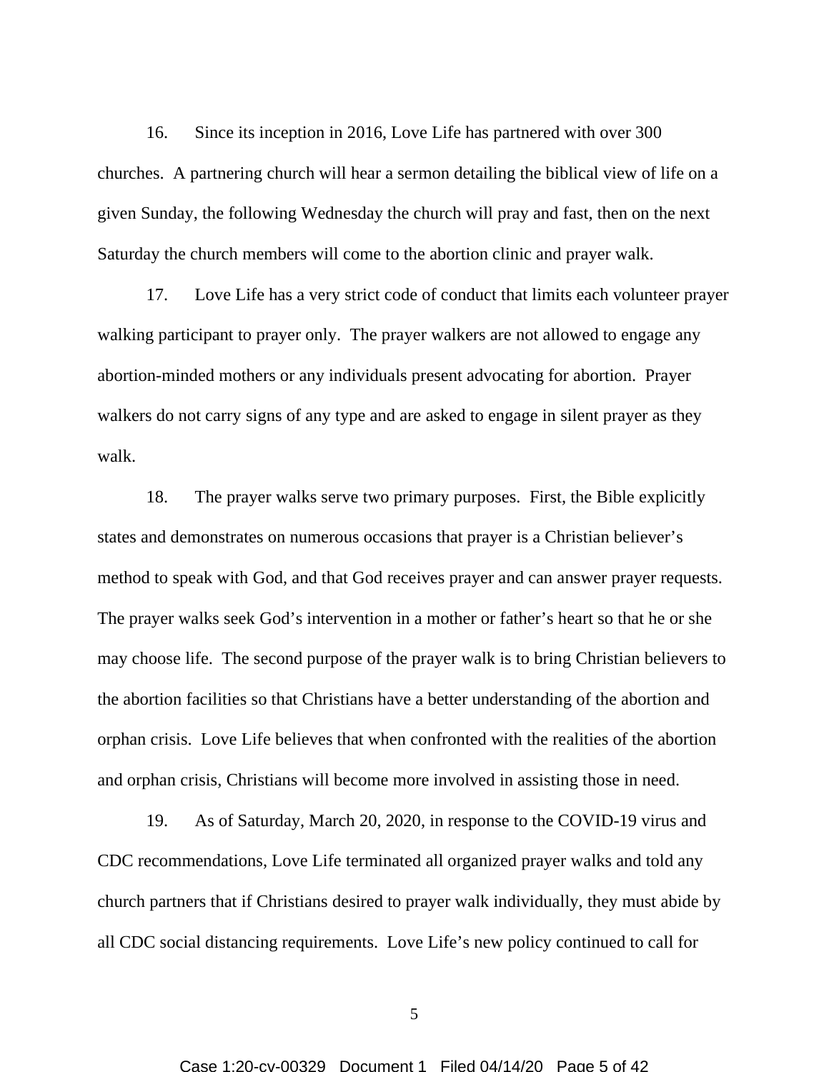16. Since its inception in 2016, Love Life has partnered with over 300 churches. A partnering church will hear a sermon detailing the biblical view of life on a given Sunday, the following Wednesday the church will pray and fast, then on the next Saturday the church members will come to the abortion clinic and prayer walk.

17. Love Life has a very strict code of conduct that limits each volunteer prayer walking participant to prayer only. The prayer walkers are not allowed to engage any abortion-minded mothers or any individuals present advocating for abortion. Prayer walkers do not carry signs of any type and are asked to engage in silent prayer as they walk.

18. The prayer walks serve two primary purposes. First, the Bible explicitly states and demonstrates on numerous occasions that prayer is a Christian believer's method to speak with God, and that God receives prayer and can answer prayer requests. The prayer walks seek God's intervention in a mother or father's heart so that he or she may choose life. The second purpose of the prayer walk is to bring Christian believers to the abortion facilities so that Christians have a better understanding of the abortion and orphan crisis. Love Life believes that when confronted with the realities of the abortion and orphan crisis, Christians will become more involved in assisting those in need.

19. As of Saturday, March 20, 2020, in response to the COVID-19 virus and CDC recommendations, Love Life terminated all organized prayer walks and told any church partners that if Christians desired to prayer walk individually, they must abide by all CDC social distancing requirements. Love Life's new policy continued to call for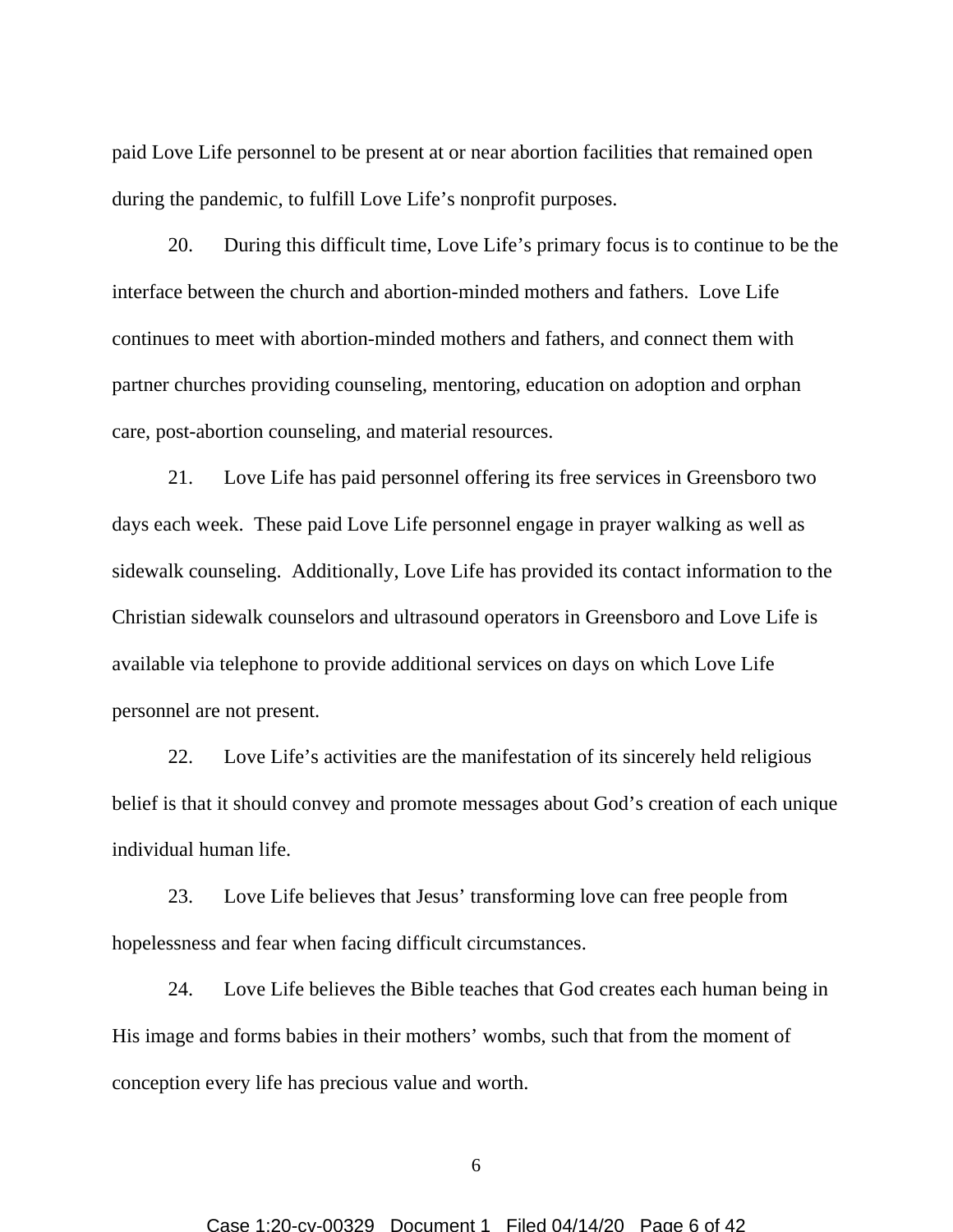paid Love Life personnel to be present at or near abortion facilities that remained open during the pandemic, to fulfill Love Life's nonprofit purposes.

20. During this difficult time, Love Life's primary focus is to continue to be the interface between the church and abortion-minded mothers and fathers. Love Life continues to meet with abortion-minded mothers and fathers, and connect them with partner churches providing counseling, mentoring, education on adoption and orphan care, post-abortion counseling, and material resources.

21. Love Life has paid personnel offering its free services in Greensboro two days each week. These paid Love Life personnel engage in prayer walking as well as sidewalk counseling. Additionally, Love Life has provided its contact information to the Christian sidewalk counselors and ultrasound operators in Greensboro and Love Life is available via telephone to provide additional services on days on which Love Life personnel are not present.

22. Love Life's activities are the manifestation of its sincerely held religious belief is that it should convey and promote messages about God's creation of each unique individual human life.

23. Love Life believes that Jesus' transforming love can free people from hopelessness and fear when facing difficult circumstances.

24. Love Life believes the Bible teaches that God creates each human being in His image and forms babies in their mothers' wombs, such that from the moment of conception every life has precious value and worth.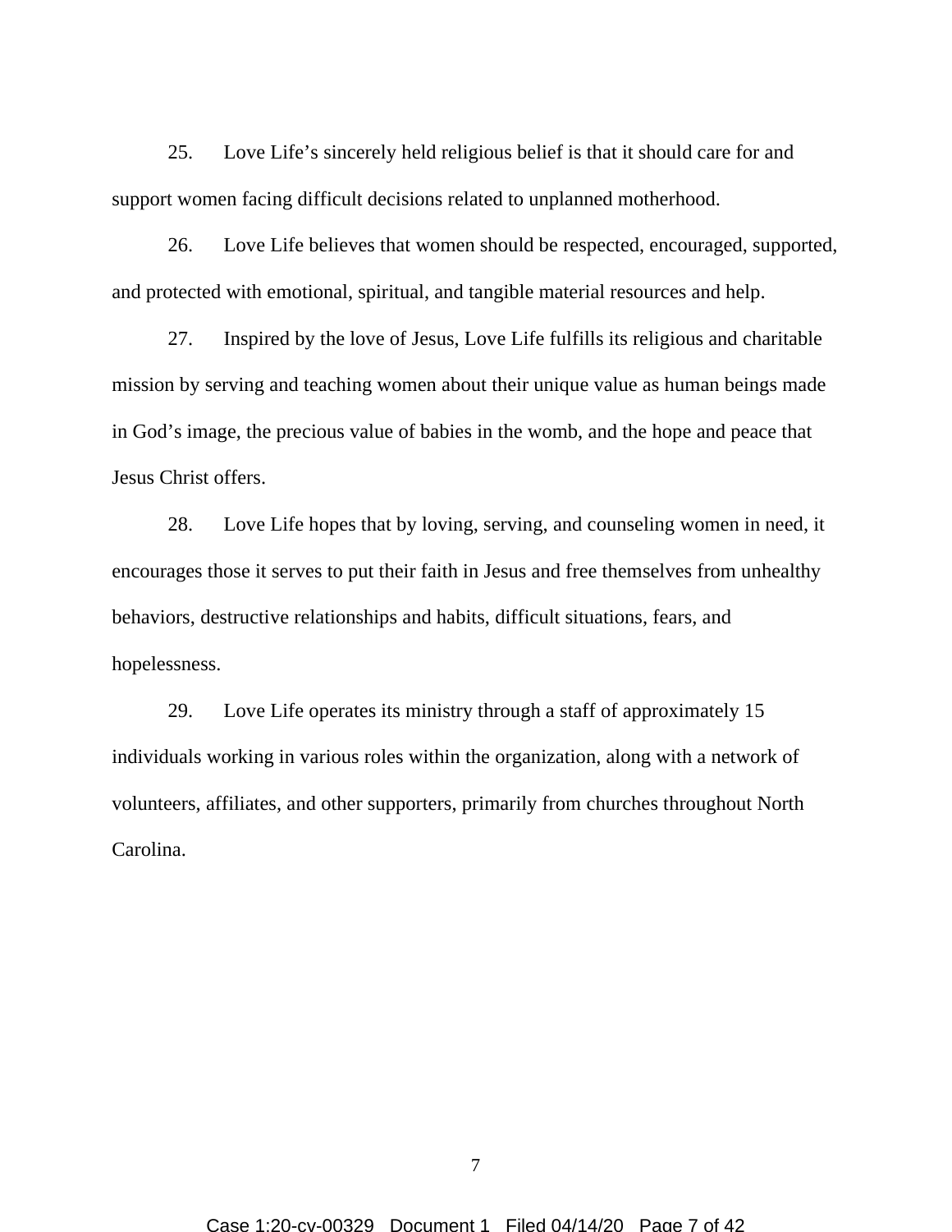25. Love Life's sincerely held religious belief is that it should care for and support women facing difficult decisions related to unplanned motherhood.

26. Love Life believes that women should be respected, encouraged, supported, and protected with emotional, spiritual, and tangible material resources and help.

27. Inspired by the love of Jesus, Love Life fulfills its religious and charitable mission by serving and teaching women about their unique value as human beings made in God's image, the precious value of babies in the womb, and the hope and peace that Jesus Christ offers.

28. Love Life hopes that by loving, serving, and counseling women in need, it encourages those it serves to put their faith in Jesus and free themselves from unhealthy behaviors, destructive relationships and habits, difficult situations, fears, and hopelessness.

29. Love Life operates its ministry through a staff of approximately 15 individuals working in various roles within the organization, along with a network of volunteers, affiliates, and other supporters, primarily from churches throughout North Carolina.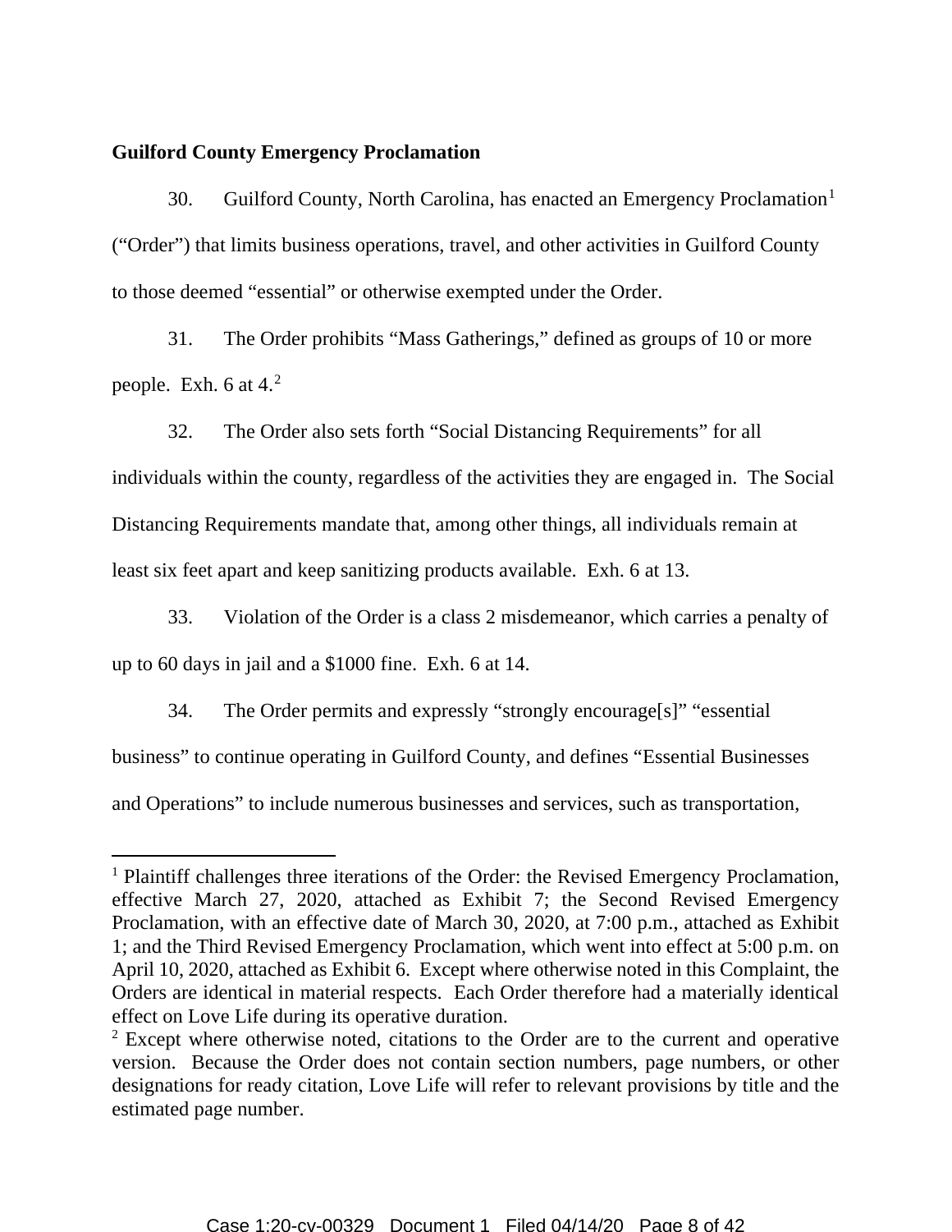**Guilford County Emergency Proclamation**

30. Guilford County, North Carolina, has enacted an Emergency Proclamation[1] ("Order") that limits business operations, travel, and other activities in Guilford County to those deemed "essential" or otherwise exempted under the Order.

31. The Order prohibits "Mass Gatherings," defined as groups of 10 or more people. Exh. 6 at 4.[2]

32. The Order also sets forth "Social Distancing Requirements" for all individuals within the county, regardless of the activities they are engaged in. The Social Distancing Requirements mandate that, among other things, all individuals remain at least six feet apart and keep sanitizing products available. Exh. 6 at 13.

33. Violation of the Order is a class 2 misdemeanor, which carries a penalty of up to 60 days in jail and a $1000 fine. Exh. 6 at 14.

34. The Order permits and expressly "strongly encourage[s]" "essential business" to continue operating in Guilford County, and defines "Essential Businesses and Operations" to include numerous businesses and services, such as transportation,

---

[1] Plaintiff challenges three iterations of the Order: the Revised Emergency Proclamation, effective March 27, 2020, attached as Exhibit 7; the Second Revised Emergency Proclamation, with an effective date of March 30, 2020, at 7:00 p.m., attached as Exhibit 1; and the Third Revised Emergency Proclamation, which went into effect at 5:00 p.m. on April 10, 2020, attached as Exhibit 6. Except where otherwise noted in this Complaint, the Orders are identical in material respects. Each Order therefore had a materially identical effect on Love Life during its operative duration.

[2] Except where otherwise noted, citations to the Order are to the current and operative version. Because the Order does not contain section numbers, page numbers, or other designations for ready citation, Love Life will refer to relevant provisions by title and the estimated page number.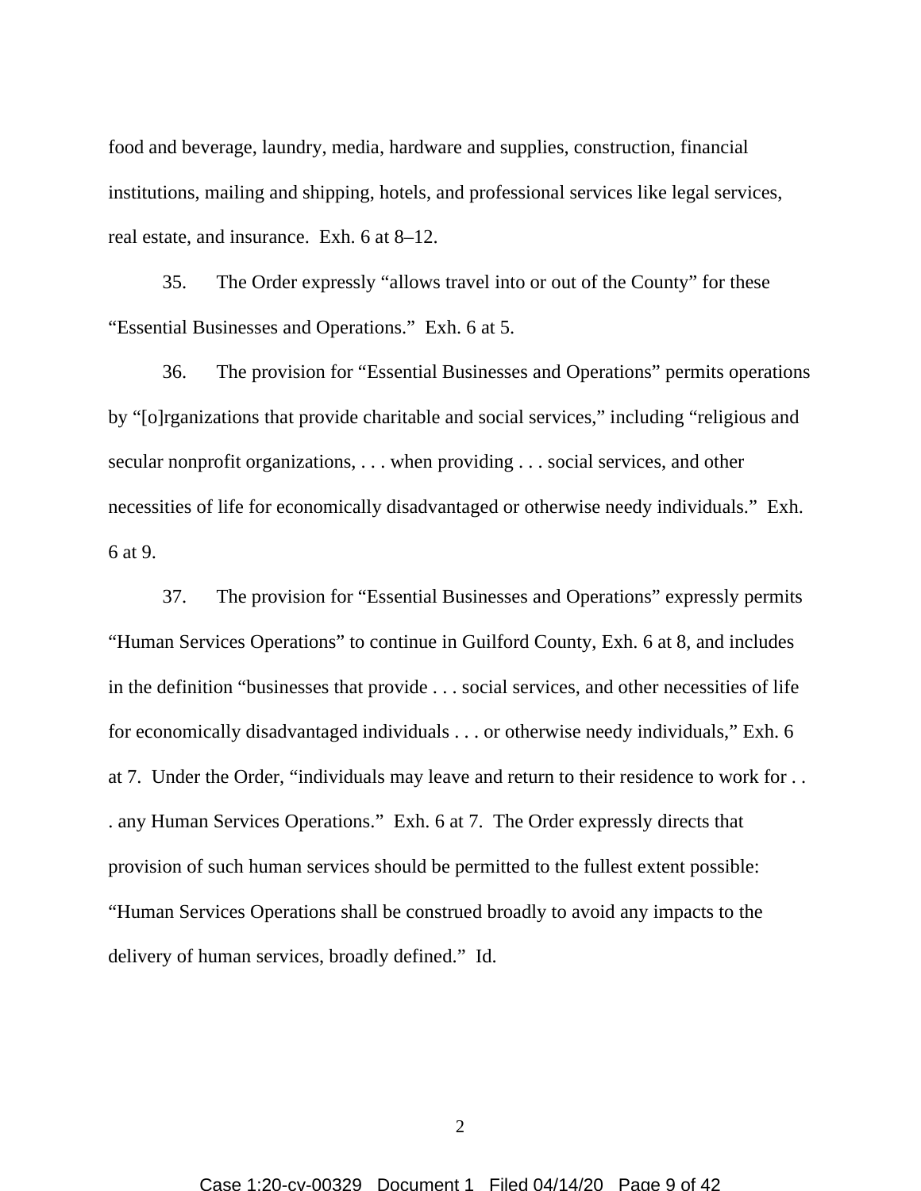food and beverage, laundry, media, hardware and supplies, construction, financial institutions, mailing and shipping, hotels, and professional services like legal services, real estate, and insurance. Exh. 6 at 8–12.

35. The Order expressly "allows travel into or out of the County" for these "Essential Businesses and Operations." Exh. 6 at 5.

36. The provision for "Essential Businesses and Operations" permits operations by "[o]rganizations that provide charitable and social services," including "religious and secular nonprofit organizations, . . . when providing . . . social services, and other necessities of life for economically disadvantaged or otherwise needy individuals." Exh. 6 at 9.

37. The provision for "Essential Businesses and Operations" expressly permits "Human Services Operations" to continue in Guilford County, Exh. 6 at 8, and includes in the definition "businesses that provide . . . social services, and other necessities of life for economically disadvantaged individuals . . . or otherwise needy individuals," Exh. 6 at 7. Under the Order, "individuals may leave and return to their residence to work for . . . any Human Services Operations." Exh. 6 at 7. The Order expressly directs that provision of such human services should be permitted to the fullest extent possible: "Human Services Operations shall be construed broadly to avoid any impacts to the delivery of human services, broadly defined." Id.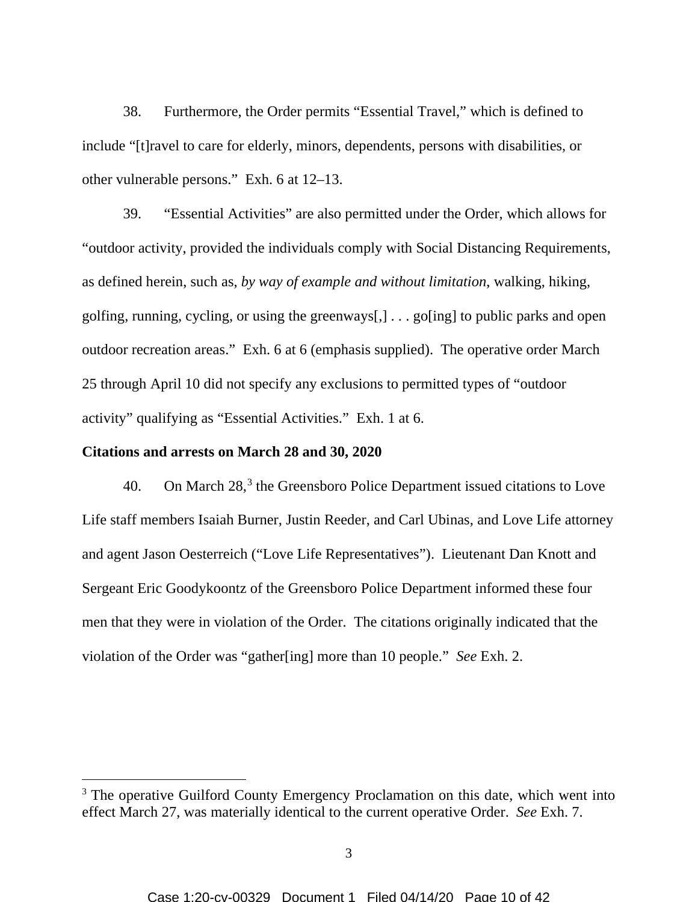38. Furthermore, the Order permits "Essential Travel," which is defined to include "[t]ravel to care for elderly, minors, dependents, persons with disabilities, or other vulnerable persons." Exh. 6 at 12–13.

39. "Essential Activities" are also permitted under the Order, which allows for "outdoor activity, provided the individuals comply with Social Distancing Requirements, as defined herein, such as, *by way of example and without limitation*, walking, hiking, golfing, running, cycling, or using the greenways[,] . . . go[ing] to public parks and open outdoor recreation areas." Exh. 6 at 6 (emphasis supplied). The operative order March 25 through April 10 did not specify any exclusions to permitted types of "outdoor activity" qualifying as "Essential Activities." Exh. 1 at 6.

**Citations and arrests on March 28 and 30, 2020**

40. On March 28,[3] the Greensboro Police Department issued citations to Love Life staff members Isaiah Burner, Justin Reeder, and Carl Ubinas, and Love Life attorney and agent Jason Oesterreich ("Love Life Representatives"). Lieutenant Dan Knott and Sergeant Eric Goodykoontz of the Greensboro Police Department informed these four men that they were in violation of the Order. The citations originally indicated that the violation of the Order was "gather[ing] more than 10 people." *See* Exh. 2.

[3] The operative Guilford County Emergency Proclamation on this date, which went into effect March 27, was materially identical to the current operative Order. *See* Exh. 7.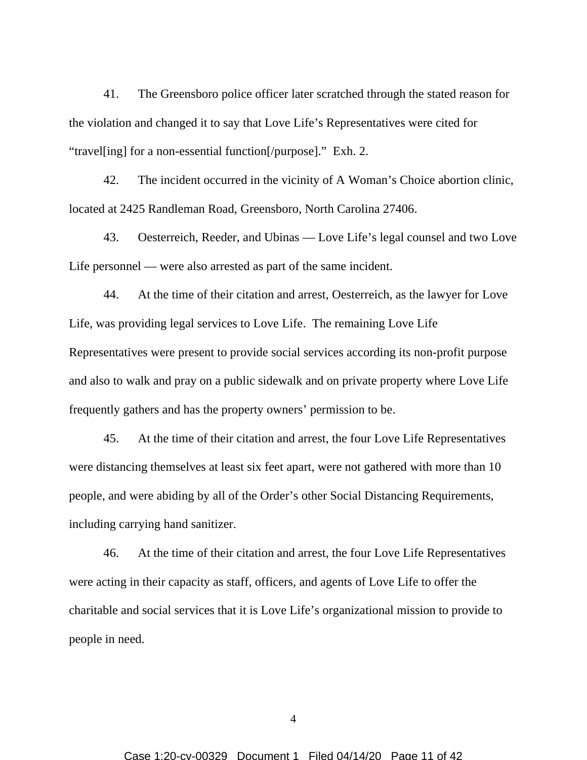41. The Greensboro police officer later scratched through the stated reason for the violation and changed it to say that Love Life's Representatives were cited for "travel[ing] for a non-essential function[/purpose]." Exh. 2.

42. The incident occurred in the vicinity of A Woman's Choice abortion clinic, located at 2425 Randleman Road, Greensboro, North Carolina 27406.

43. Oesterreich, Reeder, and Ubinas — Love Life's legal counsel and two Love Life personnel — were also arrested as part of the same incident.

44. At the time of their citation and arrest, Oesterreich, as the lawyer for Love Life, was providing legal services to Love Life. The remaining Love Life Representatives were present to provide social services according its non-profit purpose and also to walk and pray on a public sidewalk and on private property where Love Life frequently gathers and has the property owners' permission to be.

45. At the time of their citation and arrest, the four Love Life Representatives were distancing themselves at least six feet apart, were not gathered with more than 10 people, and were abiding by all of the Order's other Social Distancing Requirements, including carrying hand sanitizer.

46. At the time of their citation and arrest, the four Love Life Representatives were acting in their capacity as staff, officers, and agents of Love Life to offer the charitable and social services that it is Love Life's organizational mission to provide to people in need.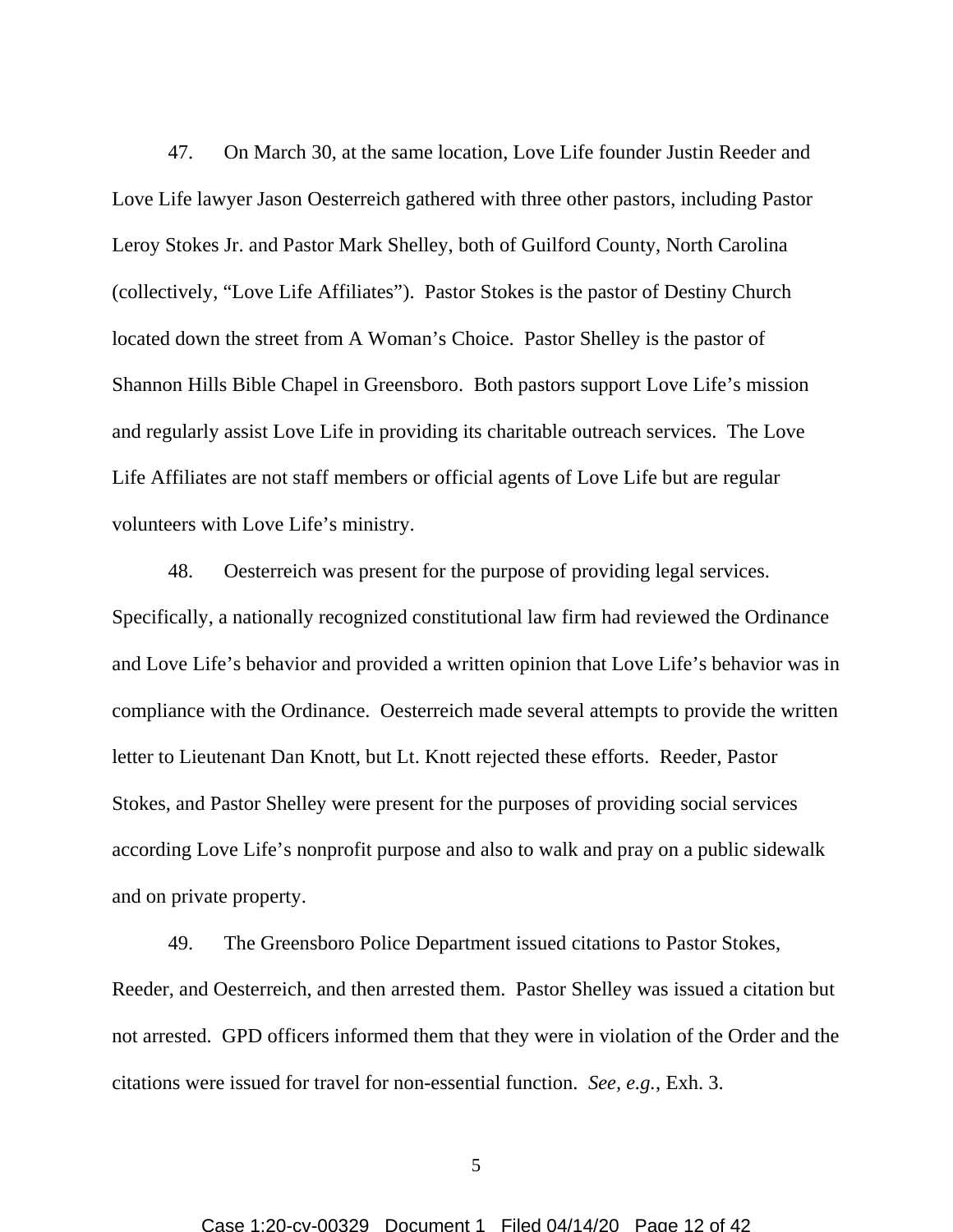47. On March 30, at the same location, Love Life founder Justin Reeder and Love Life lawyer Jason Oesterreich gathered with three other pastors, including Pastor Leroy Stokes Jr. and Pastor Mark Shelley, both of Guilford County, North Carolina (collectively, "Love Life Affiliates"). Pastor Stokes is the pastor of Destiny Church located down the street from A Woman's Choice. Pastor Shelley is the pastor of Shannon Hills Bible Chapel in Greensboro. Both pastors support Love Life's mission and regularly assist Love Life in providing its charitable outreach services. The Love Life Affiliates are not staff members or official agents of Love Life but are regular volunteers with Love Life's ministry.

48. Oesterreich was present for the purpose of providing legal services. Specifically, a nationally recognized constitutional law firm had reviewed the Ordinance and Love Life's behavior and provided a written opinion that Love Life's behavior was in compliance with the Ordinance. Oesterreich made several attempts to provide the written letter to Lieutenant Dan Knott, but Lt. Knott rejected these efforts. Reeder, Pastor Stokes, and Pastor Shelley were present for the purposes of providing social services according Love Life's nonprofit purpose and also to walk and pray on a public sidewalk and on private property.

49. The Greensboro Police Department issued citations to Pastor Stokes, Reeder, and Oesterreich, and then arrested them. Pastor Shelley was issued a citation but not arrested. GPD officers informed them that they were in violation of the Order and the citations were issued for travel for non-essential function. *See, e.g.*, Exh. 3.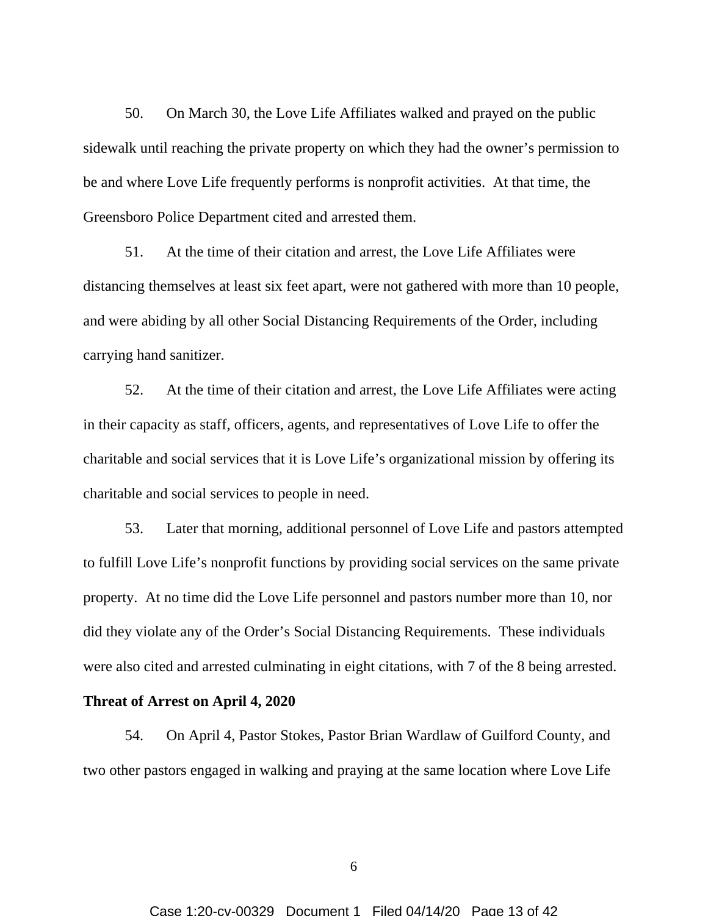50. On March 30, the Love Life Affiliates walked and prayed on the public sidewalk until reaching the private property on which they had the owner's permission to be and where Love Life frequently performs is nonprofit activities. At that time, the Greensboro Police Department cited and arrested them.

51. At the time of their citation and arrest, the Love Life Affiliates were distancing themselves at least six feet apart, were not gathered with more than 10 people, and were abiding by all other Social Distancing Requirements of the Order, including carrying hand sanitizer.

52. At the time of their citation and arrest, the Love Life Affiliates were acting in their capacity as staff, officers, agents, and representatives of Love Life to offer the charitable and social services that it is Love Life's organizational mission by offering its charitable and social services to people in need.

53. Later that morning, additional personnel of Love Life and pastors attempted to fulfill Love Life's nonprofit functions by providing social services on the same private property. At no time did the Love Life personnel and pastors number more than 10, nor did they violate any of the Order's Social Distancing Requirements. These individuals were also cited and arrested culminating in eight citations, with 7 of the 8 being arrested.

**Threat of Arrest on April 4, 2020**

54. On April 4, Pastor Stokes, Pastor Brian Wardlaw of Guilford County, and two other pastors engaged in walking and praying at the same location where Love Life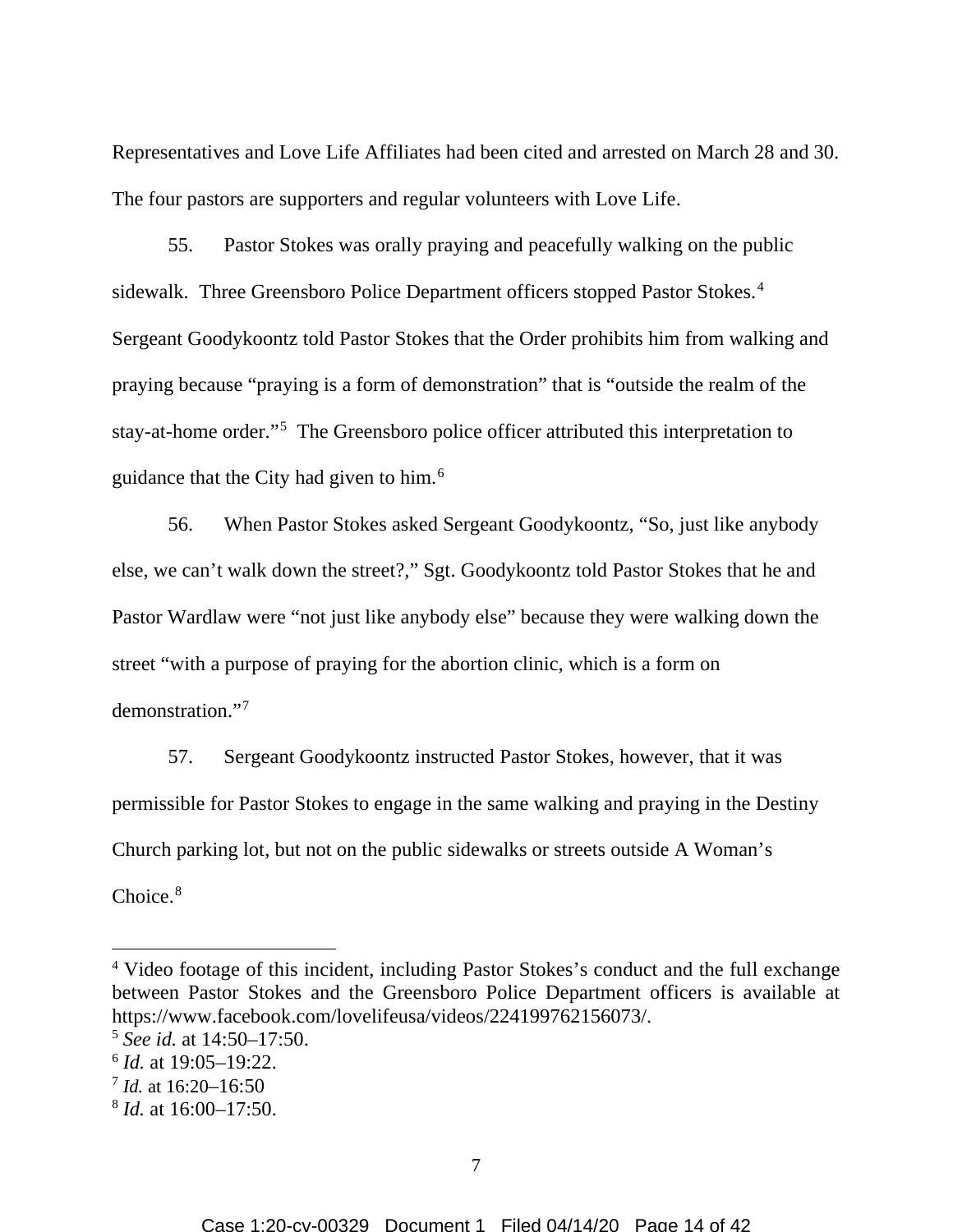Representatives and Love Life Affiliates had been cited and arrested on March 28 and 30. The four pastors are supporters and regular volunteers with Love Life.

55. Pastor Stokes was orally praying and peacefully walking on the public sidewalk. Three Greensboro Police Department officers stopped Pastor Stokes.[4] Sergeant Goodykoontz told Pastor Stokes that the Order prohibits him from walking and praying because "praying is a form of demonstration" that is "outside the realm of the stay-at-home order."[5] The Greensboro police officer attributed this interpretation to guidance that the City had given to him.[6]

56. When Pastor Stokes asked Sergeant Goodykoontz, "So, just like anybody else, we can't walk down the street?," Sgt. Goodykoontz told Pastor Stokes that he and Pastor Wardlaw were "not just like anybody else" because they were walking down the street "with a purpose of praying for the abortion clinic, which is a form on demonstration."[7]

57. Sergeant Goodykoontz instructed Pastor Stokes, however, that it was permissible for Pastor Stokes to engage in the same walking and praying in the Destiny Church parking lot, but not on the public sidewalks or streets outside A Woman's Choice.[8]

---

[4] Video footage of this incident, including Pastor Stokes's conduct and the full exchange between Pastor Stokes and the Greensboro Police Department officers is available at https://www.facebook.com/lovelifeusa/videos/224199762156073/.

[5] *See id.* at 14:50–17:50.

[6] *Id.* at 19:05–19:22.

[7] *Id.* at 16:20–16:50

[8] *Id.* at 16:00–17:50.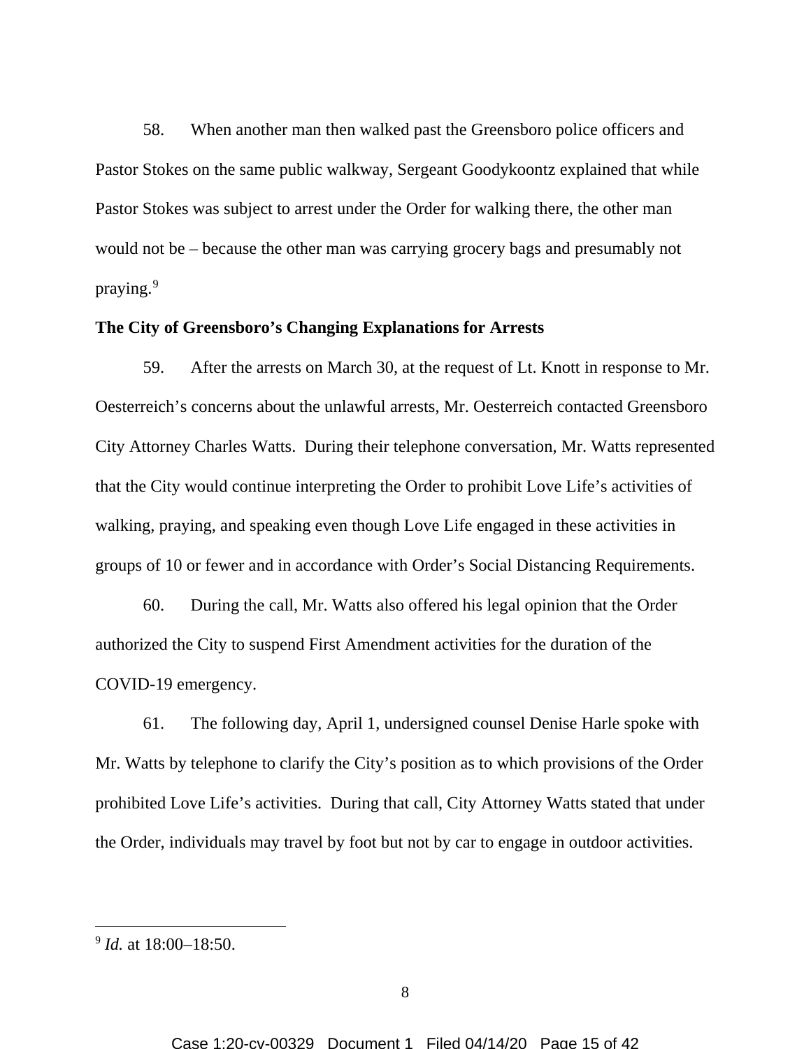58. When another man then walked past the Greensboro police officers and Pastor Stokes on the same public walkway, Sergeant Goodykoontz explained that while Pastor Stokes was subject to arrest under the Order for walking there, the other man would not be – because the other man was carrying grocery bags and presumably not praying.[9]

**The City of Greensboro's Changing Explanations for Arrests**

59. After the arrests on March 30, at the request of Lt. Knott in response to Mr. Oesterreich's concerns about the unlawful arrests, Mr. Oesterreich contacted Greensboro City Attorney Charles Watts. During their telephone conversation, Mr. Watts represented that the City would continue interpreting the Order to prohibit Love Life's activities of walking, praying, and speaking even though Love Life engaged in these activities in groups of 10 or fewer and in accordance with Order's Social Distancing Requirements.

60. During the call, Mr. Watts also offered his legal opinion that the Order authorized the City to suspend First Amendment activities for the duration of the COVID-19 emergency.

61. The following day, April 1, undersigned counsel Denise Harle spoke with Mr. Watts by telephone to clarify the City's position as to which provisions of the Order prohibited Love Life's activities. During that call, City Attorney Watts stated that under the Order, individuals may travel by foot but not by car to engage in outdoor activities.

---

[9] *Id.* at 18:00–18:50.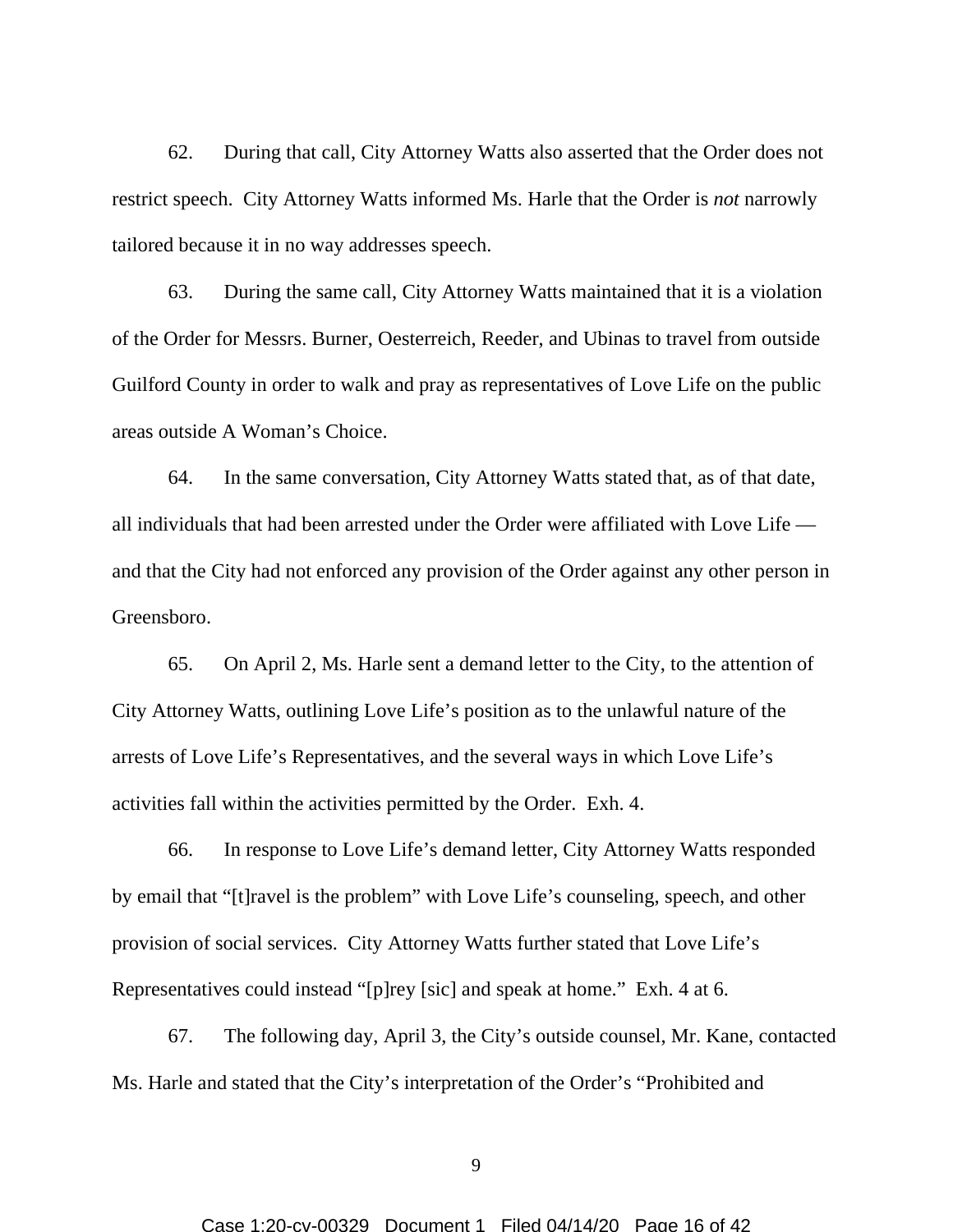62. During that call, City Attorney Watts also asserted that the Order does not restrict speech. City Attorney Watts informed Ms. Harle that the Order is *not* narrowly tailored because it in no way addresses speech.

63. During the same call, City Attorney Watts maintained that it is a violation of the Order for Messrs. Burner, Oesterreich, Reeder, and Ubinas to travel from outside Guilford County in order to walk and pray as representatives of Love Life on the public areas outside A Woman's Choice.

64. In the same conversation, City Attorney Watts stated that, as of that date, all individuals that had been arrested under the Order were affiliated with Love Life — and that the City had not enforced any provision of the Order against any other person in Greensboro.

65. On April 2, Ms. Harle sent a demand letter to the City, to the attention of City Attorney Watts, outlining Love Life's position as to the unlawful nature of the arrests of Love Life's Representatives, and the several ways in which Love Life's activities fall within the activities permitted by the Order. Exh. 4.

66. In response to Love Life's demand letter, City Attorney Watts responded by email that "[t]ravel is the problem" with Love Life's counseling, speech, and other provision of social services. City Attorney Watts further stated that Love Life's Representatives could instead "[p]rey [sic] and speak at home." Exh. 4 at 6.

67. The following day, April 3, the City's outside counsel, Mr. Kane, contacted Ms. Harle and stated that the City's interpretation of the Order's "Prohibited and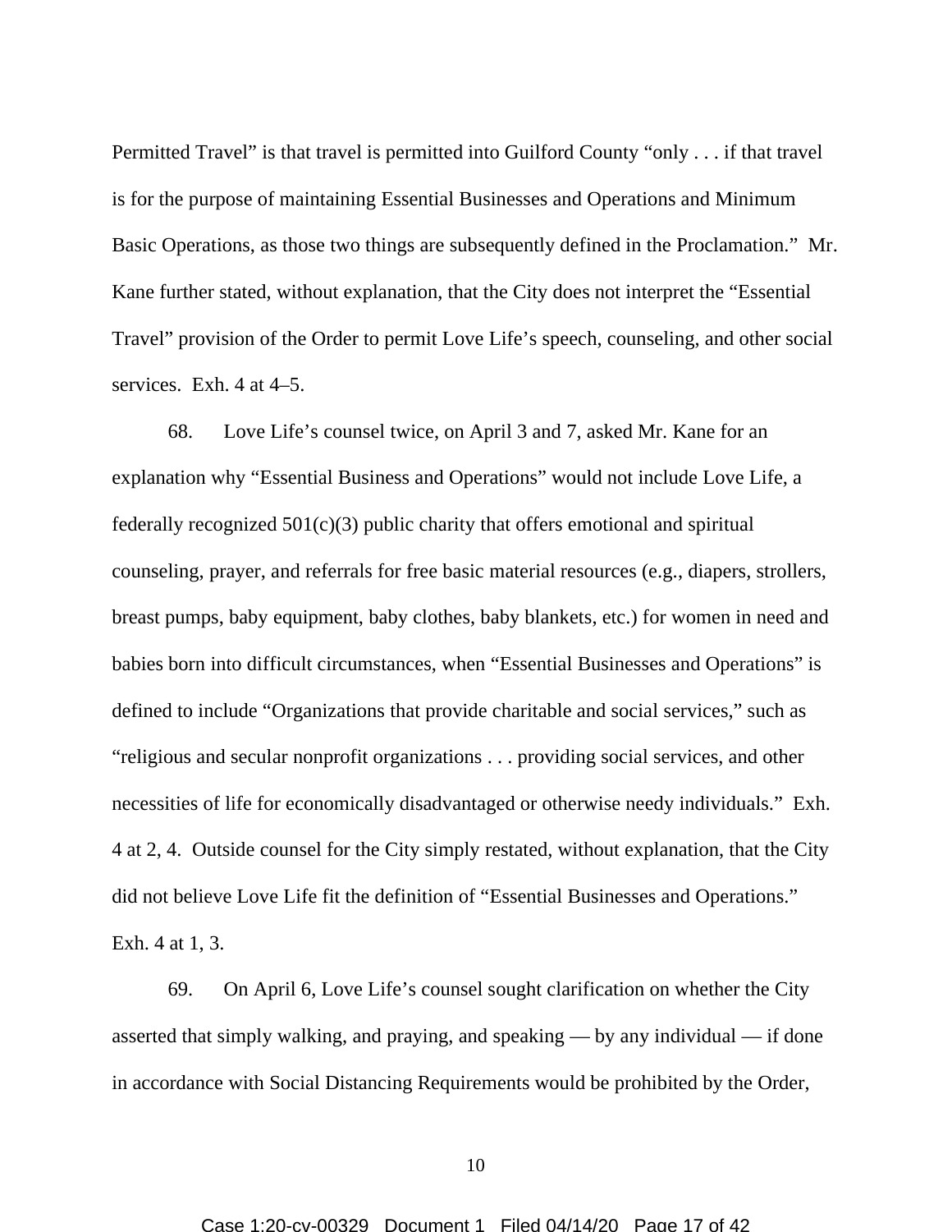Permitted Travel" is that travel is permitted into Guilford County "only . . . if that travel is for the purpose of maintaining Essential Businesses and Operations and Minimum Basic Operations, as those two things are subsequently defined in the Proclamation." Mr. Kane further stated, without explanation, that the City does not interpret the "Essential Travel" provision of the Order to permit Love Life's speech, counseling, and other social services. Exh. 4 at 4–5.

68. Love Life's counsel twice, on April 3 and 7, asked Mr. Kane for an explanation why "Essential Business and Operations" would not include Love Life, a federally recognized 501(c)(3) public charity that offers emotional and spiritual counseling, prayer, and referrals for free basic material resources (e.g., diapers, strollers, breast pumps, baby equipment, baby clothes, baby blankets, etc.) for women in need and babies born into difficult circumstances, when "Essential Businesses and Operations" is defined to include "Organizations that provide charitable and social services," such as "religious and secular nonprofit organizations . . . providing social services, and other necessities of life for economically disadvantaged or otherwise needy individuals." Exh. 4 at 2, 4. Outside counsel for the City simply restated, without explanation, that the City did not believe Love Life fit the definition of "Essential Businesses and Operations." Exh. 4 at 1, 3.

69. On April 6, Love Life's counsel sought clarification on whether the City asserted that simply walking, and praying, and speaking — by any individual — if done in accordance with Social Distancing Requirements would be prohibited by the Order,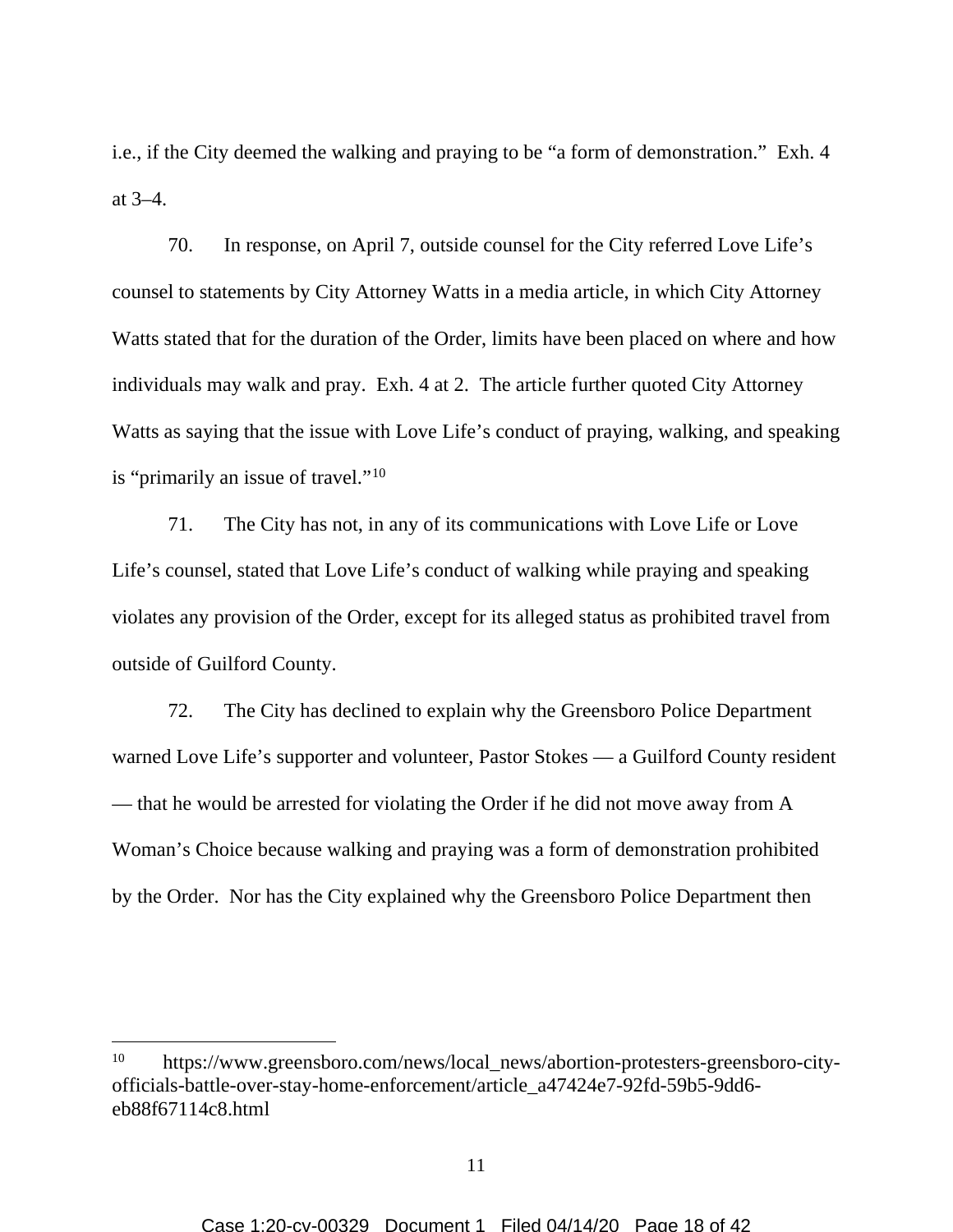i.e., if the City deemed the walking and praying to be "a form of demonstration." Exh. 4 at 3–4.

70. In response, on April 7, outside counsel for the City referred Love Life's counsel to statements by City Attorney Watts in a media article, in which City Attorney Watts stated that for the duration of the Order, limits have been placed on where and how individuals may walk and pray. Exh. 4 at 2. The article further quoted City Attorney Watts as saying that the issue with Love Life's conduct of praying, walking, and speaking is "primarily an issue of travel."[10]

71. The City has not, in any of its communications with Love Life or Love Life's counsel, stated that Love Life's conduct of walking while praying and speaking violates any provision of the Order, except for its alleged status as prohibited travel from outside of Guilford County.

72. The City has declined to explain why the Greensboro Police Department warned Love Life's supporter and volunteer, Pastor Stokes — a Guilford County resident — that he would be arrested for violating the Order if he did not move away from A Woman's Choice because walking and praying was a form of demonstration prohibited by the Order. Nor has the City explained why the Greensboro Police Department then

---

[10] https://www.greensboro.com/news/local_news/abortion-protesters-greensboro-city-officials-battle-over-stay-home-enforcement/article_a47424e7-92fd-59b5-9dd6-eb88f67114c8.html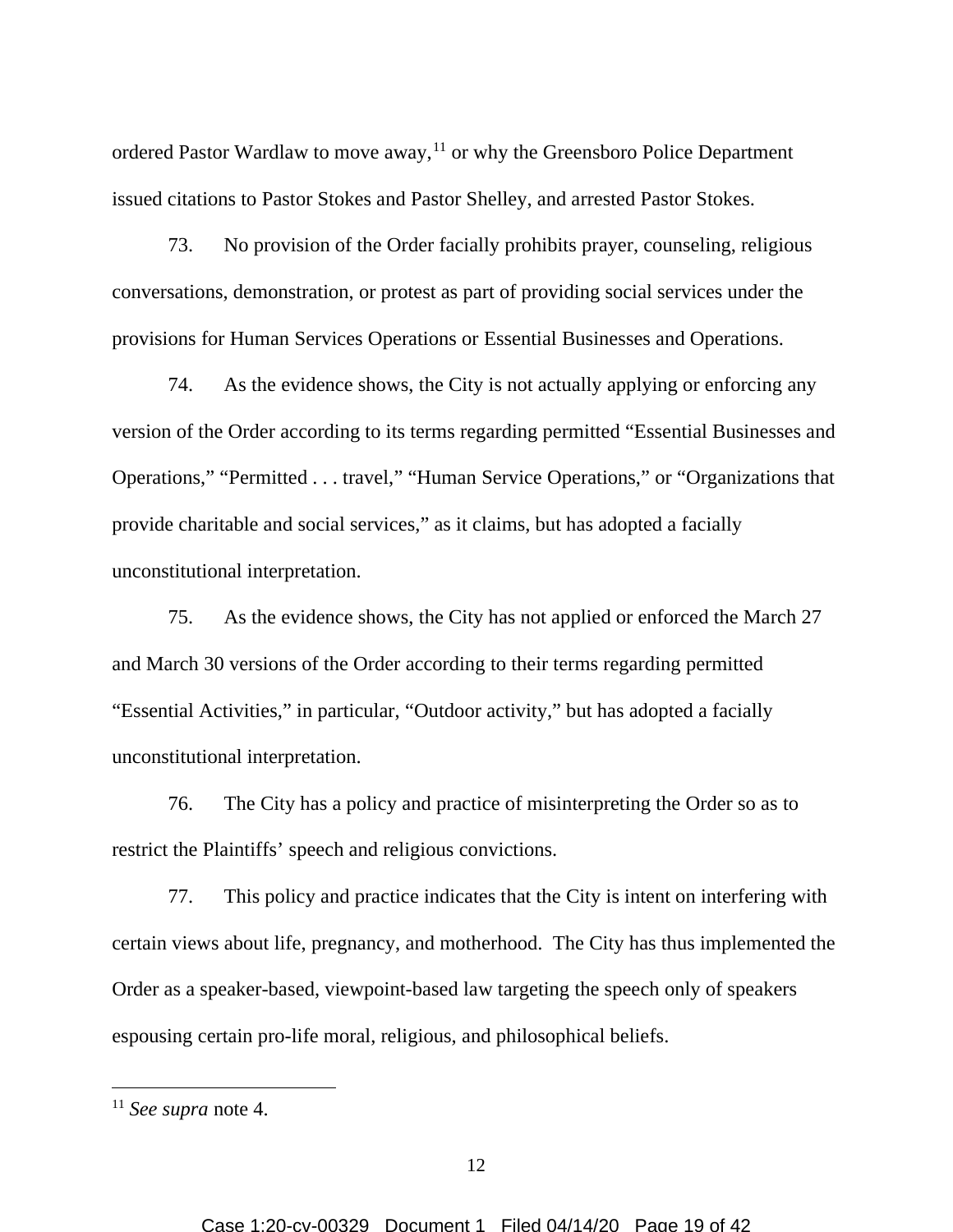ordered Pastor Wardlaw to move away,[11] or why the Greensboro Police Department issued citations to Pastor Stokes and Pastor Shelley, and arrested Pastor Stokes.

73. No provision of the Order facially prohibits prayer, counseling, religious conversations, demonstration, or protest as part of providing social services under the provisions for Human Services Operations or Essential Businesses and Operations.

74. As the evidence shows, the City is not actually applying or enforcing any version of the Order according to its terms regarding permitted "Essential Businesses and Operations," "Permitted . . . travel," "Human Service Operations," or "Organizations that provide charitable and social services," as it claims, but has adopted a facially unconstitutional interpretation.

75. As the evidence shows, the City has not applied or enforced the March 27 and March 30 versions of the Order according to their terms regarding permitted "Essential Activities," in particular, "Outdoor activity," but has adopted a facially unconstitutional interpretation.

76. The City has a policy and practice of misinterpreting the Order so as to restrict the Plaintiffs' speech and religious convictions.

77. This policy and practice indicates that the City is intent on interfering with certain views about life, pregnancy, and motherhood. The City has thus implemented the Order as a speaker-based, viewpoint-based law targeting the speech only of speakers espousing certain pro-life moral, religious, and philosophical beliefs.

---

[11] *See supra* note 4.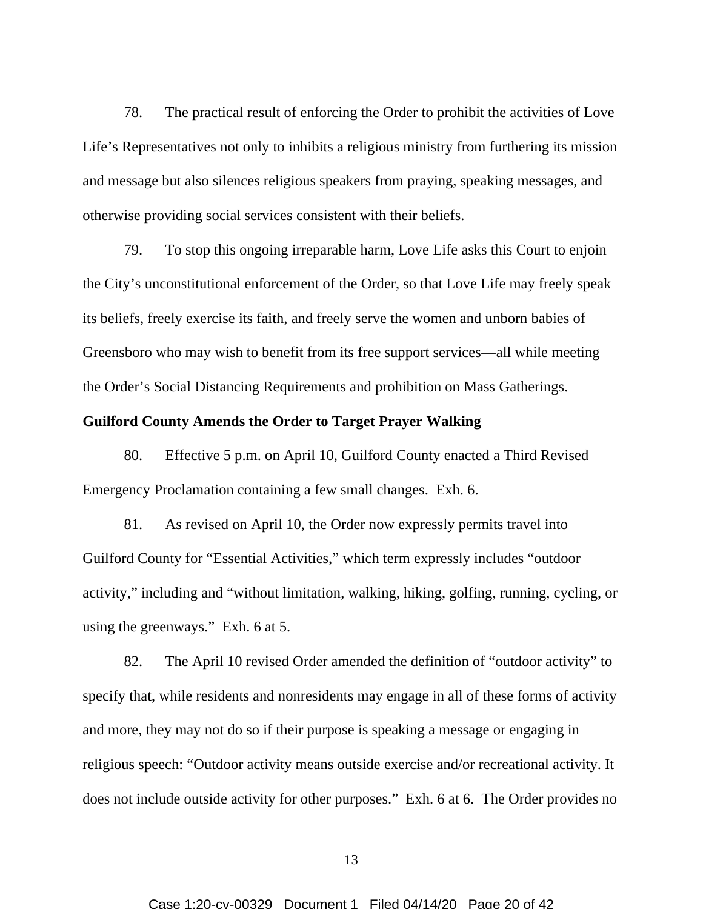78. The practical result of enforcing the Order to prohibit the activities of Love Life's Representatives not only to inhibits a religious ministry from furthering its mission and message but also silences religious speakers from praying, speaking messages, and otherwise providing social services consistent with their beliefs.

79. To stop this ongoing irreparable harm, Love Life asks this Court to enjoin the City's unconstitutional enforcement of the Order, so that Love Life may freely speak its beliefs, freely exercise its faith, and freely serve the women and unborn babies of Greensboro who may wish to benefit from its free support services—all while meeting the Order's Social Distancing Requirements and prohibition on Mass Gatherings.

**Guilford County Amends the Order to Target Prayer Walking**

80. Effective 5 p.m. on April 10, Guilford County enacted a Third Revised Emergency Proclamation containing a few small changes. Exh. 6.

81. As revised on April 10, the Order now expressly permits travel into Guilford County for "Essential Activities," which term expressly includes "outdoor activity," including and "without limitation, walking, hiking, golfing, running, cycling, or using the greenways." Exh. 6 at 5.

82. The April 10 revised Order amended the definition of "outdoor activity" to specify that, while residents and nonresidents may engage in all of these forms of activity and more, they may not do so if their purpose is speaking a message or engaging in religious speech: "Outdoor activity means outside exercise and/or recreational activity. It does not include outside activity for other purposes." Exh. 6 at 6. The Order provides no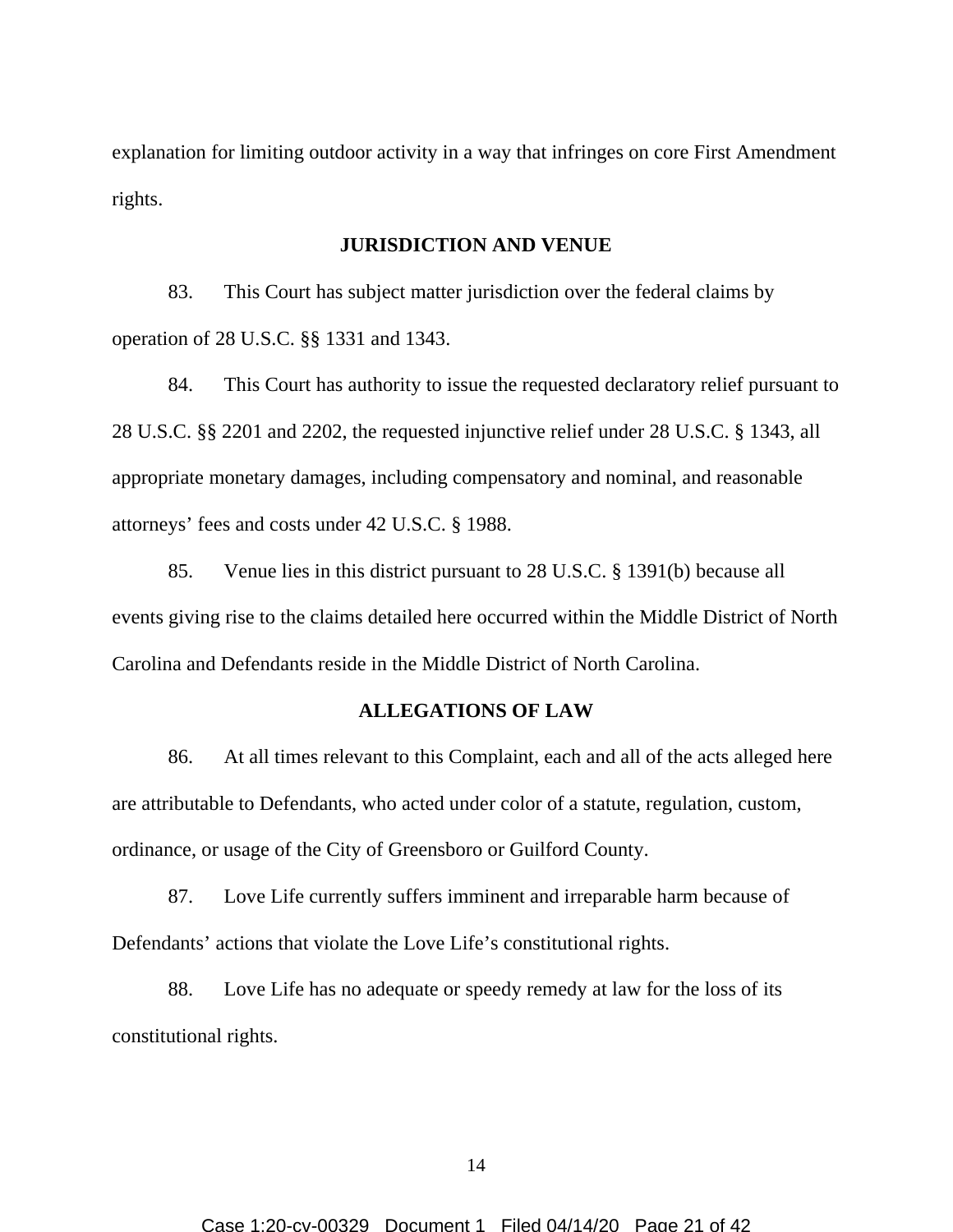explanation for limiting outdoor activity in a way that infringes on core First Amendment rights.

## JURISDICTION AND VENUE

83. This Court has subject matter jurisdiction over the federal claims by operation of 28 U.S.C. §§ 1331 and 1343.

84. This Court has authority to issue the requested declaratory relief pursuant to 28 U.S.C. §§ 2201 and 2202, the requested injunctive relief under 28 U.S.C. § 1343, all appropriate monetary damages, including compensatory and nominal, and reasonable attorneys' fees and costs under 42 U.S.C. § 1988.

85. Venue lies in this district pursuant to 28 U.S.C. § 1391(b) because all events giving rise to the claims detailed here occurred within the Middle District of North Carolina and Defendants reside in the Middle District of North Carolina.

## ALLEGATIONS OF LAW

86. At all times relevant to this Complaint, each and all of the acts alleged here are attributable to Defendants, who acted under color of a statute, regulation, custom, ordinance, or usage of the City of Greensboro or Guilford County.

87. Love Life currently suffers imminent and irreparable harm because of Defendants' actions that violate the Love Life's constitutional rights.

88. Love Life has no adequate or speedy remedy at law for the loss of its constitutional rights.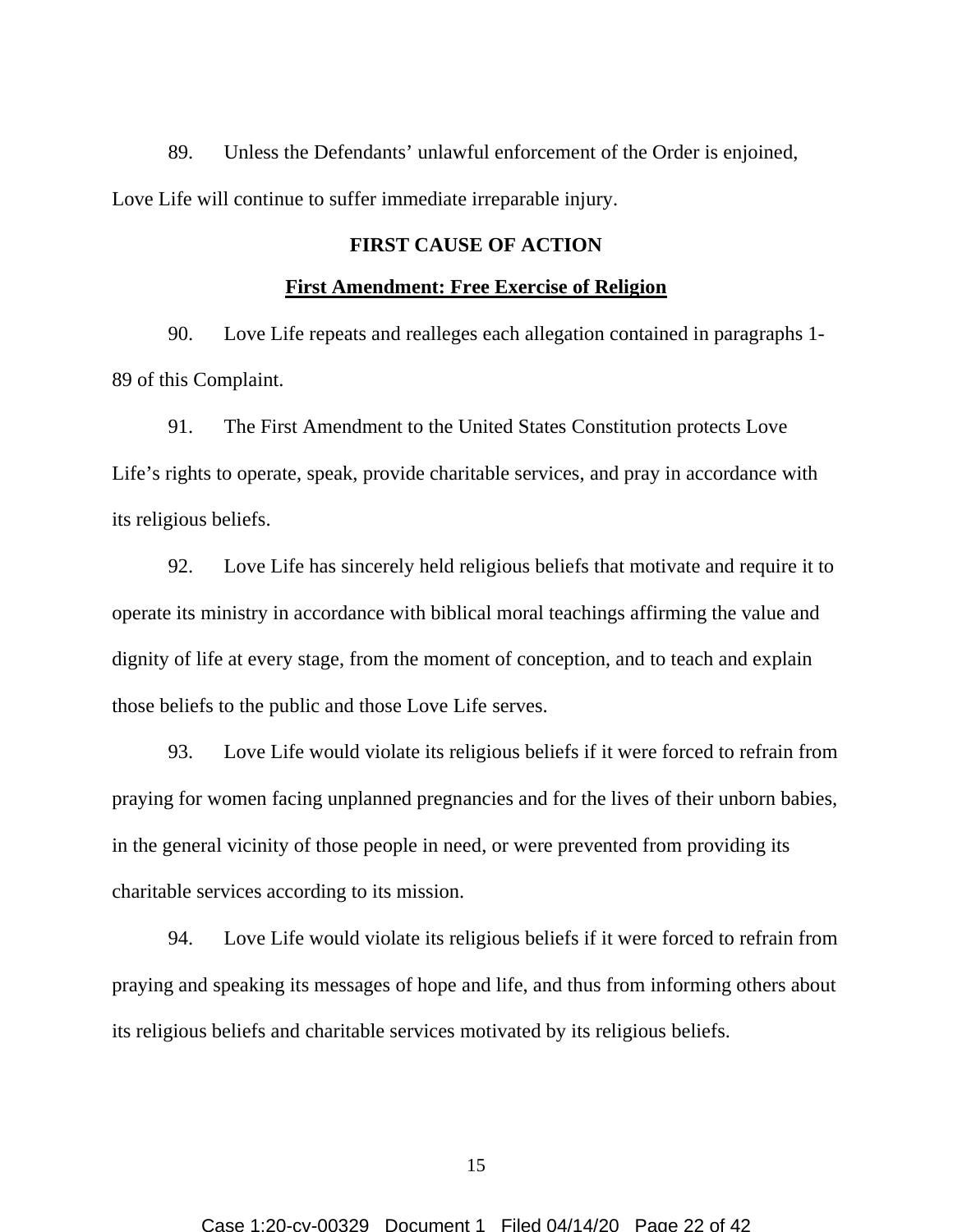89. Unless the Defendants' unlawful enforcement of the Order is enjoined, Love Life will continue to suffer immediate irreparable injury.

## FIRST CAUSE OF ACTION

### First Amendment: Free Exercise of Religion

90. Love Life repeats and realleges each allegation contained in paragraphs 1-89 of this Complaint.

91. The First Amendment to the United States Constitution protects Love Life's rights to operate, speak, provide charitable services, and pray in accordance with its religious beliefs.

92. Love Life has sincerely held religious beliefs that motivate and require it to operate its ministry in accordance with biblical moral teachings affirming the value and dignity of life at every stage, from the moment of conception, and to teach and explain those beliefs to the public and those Love Life serves.

93. Love Life would violate its religious beliefs if it were forced to refrain from praying for women facing unplanned pregnancies and for the lives of their unborn babies, in the general vicinity of those people in need, or were prevented from providing its charitable services according to its mission.

94. Love Life would violate its religious beliefs if it were forced to refrain from praying and speaking its messages of hope and life, and thus from informing others about its religious beliefs and charitable services motivated by its religious beliefs.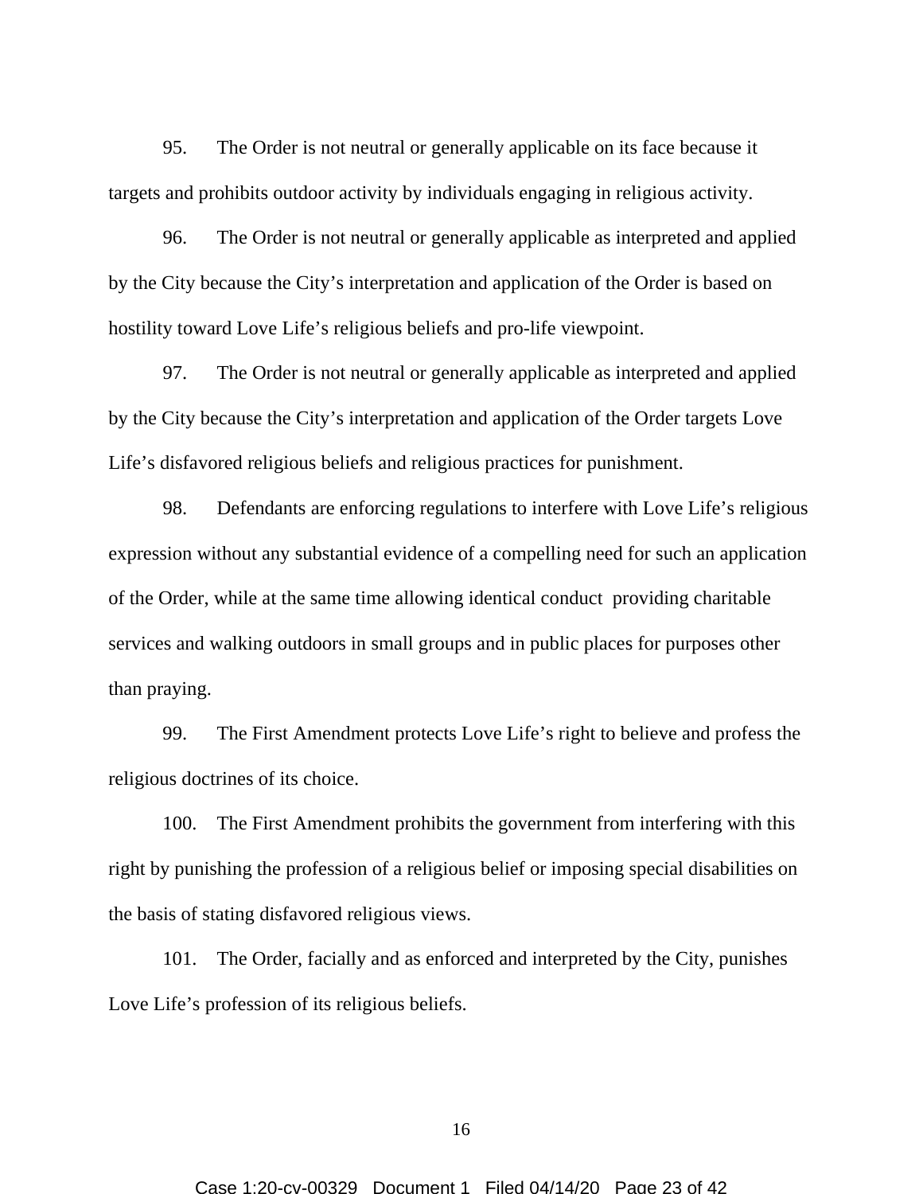95. The Order is not neutral or generally applicable on its face because it targets and prohibits outdoor activity by individuals engaging in religious activity.

96. The Order is not neutral or generally applicable as interpreted and applied by the City because the City's interpretation and application of the Order is based on hostility toward Love Life's religious beliefs and pro-life viewpoint.

97. The Order is not neutral or generally applicable as interpreted and applied by the City because the City's interpretation and application of the Order targets Love Life's disfavored religious beliefs and religious practices for punishment.

98. Defendants are enforcing regulations to interfere with Love Life's religious expression without any substantial evidence of a compelling need for such an application of the Order, while at the same time allowing identical conduct providing charitable services and walking outdoors in small groups and in public places for purposes other than praying.

99. The First Amendment protects Love Life's right to believe and profess the religious doctrines of its choice.

100. The First Amendment prohibits the government from interfering with this right by punishing the profession of a religious belief or imposing special disabilities on the basis of stating disfavored religious views.

101. The Order, facially and as enforced and interpreted by the City, punishes Love Life's profession of its religious beliefs.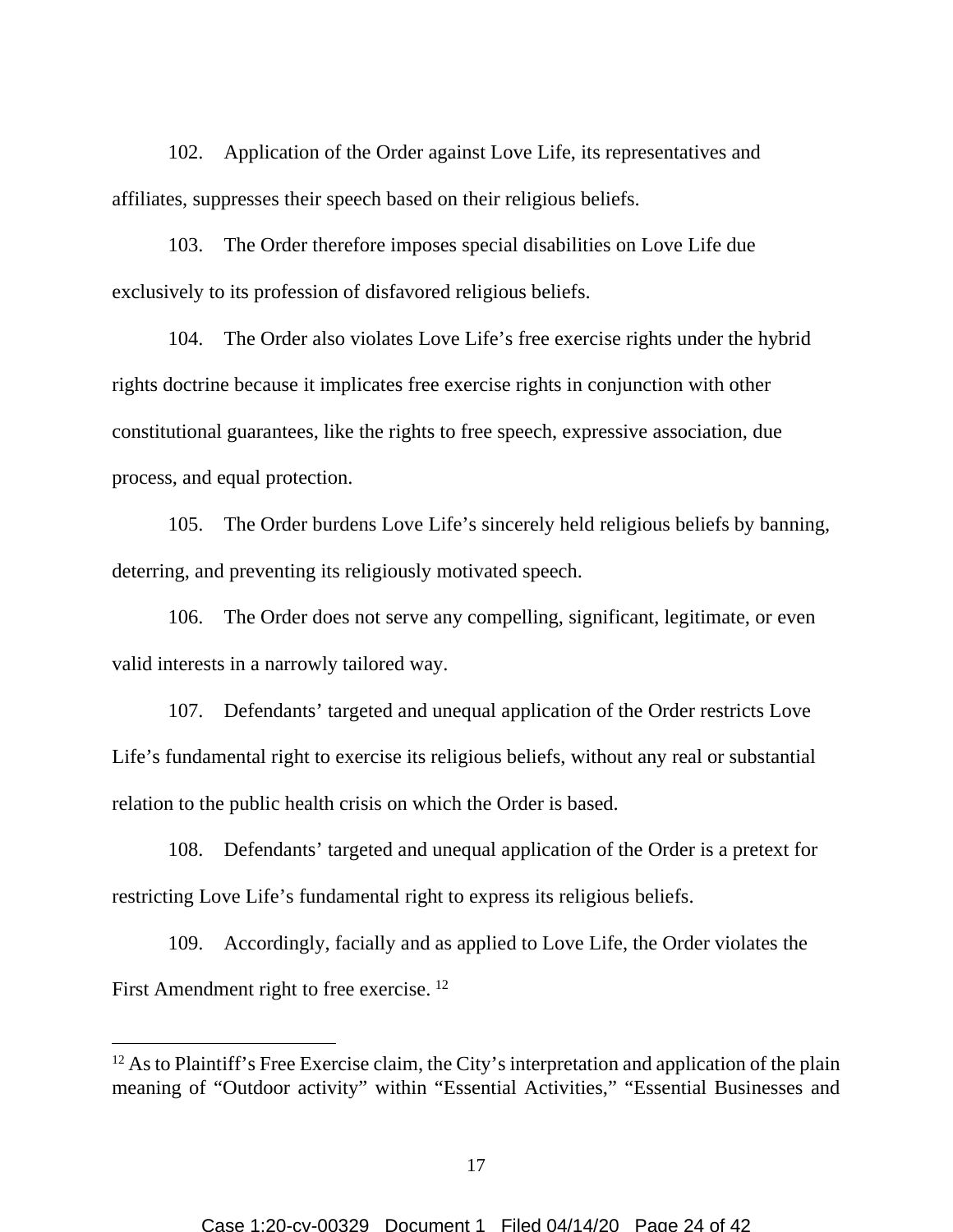102. Application of the Order against Love Life, its representatives and affiliates, suppresses their speech based on their religious beliefs.

103. The Order therefore imposes special disabilities on Love Life due exclusively to its profession of disfavored religious beliefs.

104. The Order also violates Love Life's free exercise rights under the hybrid rights doctrine because it implicates free exercise rights in conjunction with other constitutional guarantees, like the rights to free speech, expressive association, due process, and equal protection.

105. The Order burdens Love Life's sincerely held religious beliefs by banning, deterring, and preventing its religiously motivated speech.

106. The Order does not serve any compelling, significant, legitimate, or even valid interests in a narrowly tailored way.

107. Defendants' targeted and unequal application of the Order restricts Love Life's fundamental right to exercise its religious beliefs, without any real or substantial relation to the public health crisis on which the Order is based.

108. Defendants' targeted and unequal application of the Order is a pretext for restricting Love Life's fundamental right to express its religious beliefs.

109. Accordingly, facially and as applied to Love Life, the Order violates the First Amendment right to free exercise. [12]

---

[12] As to Plaintiff's Free Exercise claim, the City's interpretation and application of the plain meaning of "Outdoor activity" within "Essential Activities," "Essential Businesses and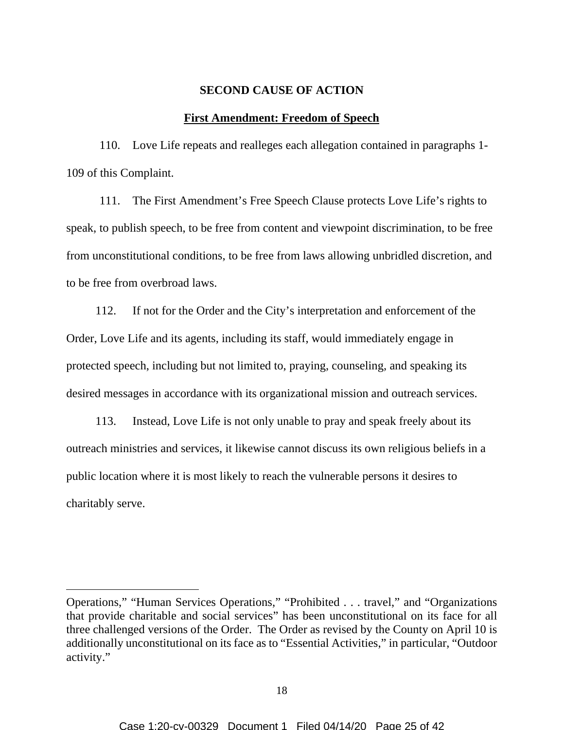**SECOND CAUSE OF ACTION**

**<u>First Amendment: Freedom of Speech</u>**

110. Love Life repeats and realleges each allegation contained in paragraphs 1-109 of this Complaint.

111. The First Amendment's Free Speech Clause protects Love Life's rights to speak, to publish speech, to be free from content and viewpoint discrimination, to be free from unconstitutional conditions, to be free from laws allowing unbridled discretion, and to be free from overbroad laws.

112. If not for the Order and the City's interpretation and enforcement of the Order, Love Life and its agents, including its staff, would immediately engage in protected speech, including but not limited to, praying, counseling, and speaking its desired messages in accordance with its organizational mission and outreach services.

113. Instead, Love Life is not only unable to pray and speak freely about its outreach ministries and services, it likewise cannot discuss its own religious beliefs in a public location where it is most likely to reach the vulnerable persons it desires to charitably serve.

---

Operations," "Human Services Operations," "Prohibited . . . travel," and "Organizations that provide charitable and social services" has been unconstitutional on its face for all three challenged versions of the Order. The Order as revised by the County on April 10 is additionally unconstitutional on its face as to "Essential Activities," in particular, "Outdoor activity."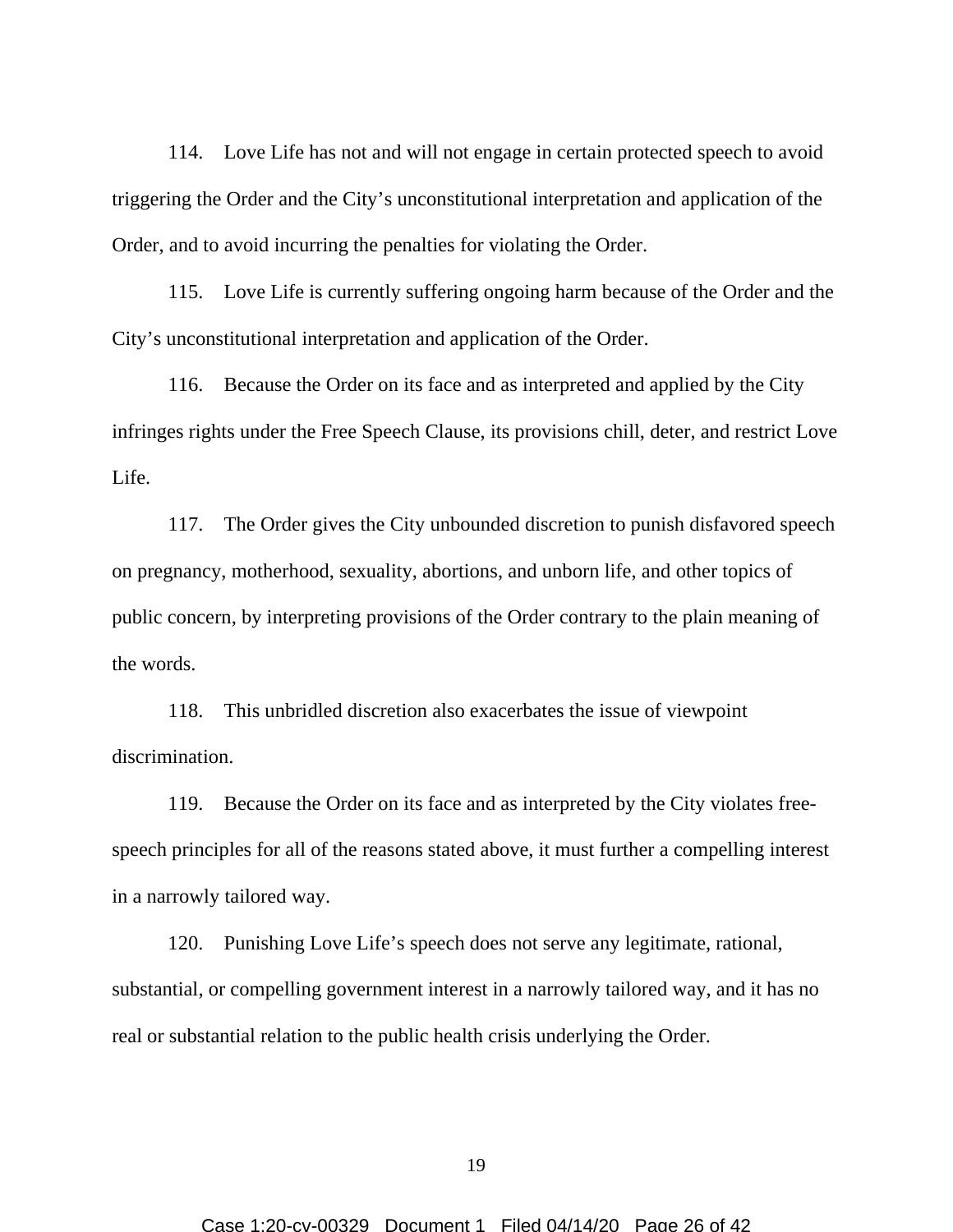114. Love Life has not and will not engage in certain protected speech to avoid triggering the Order and the City's unconstitutional interpretation and application of the Order, and to avoid incurring the penalties for violating the Order.

115. Love Life is currently suffering ongoing harm because of the Order and the City's unconstitutional interpretation and application of the Order.

116. Because the Order on its face and as interpreted and applied by the City infringes rights under the Free Speech Clause, its provisions chill, deter, and restrict Love Life.

117. The Order gives the City unbounded discretion to punish disfavored speech on pregnancy, motherhood, sexuality, abortions, and unborn life, and other topics of public concern, by interpreting provisions of the Order contrary to the plain meaning of the words.

118. This unbridled discretion also exacerbates the issue of viewpoint discrimination.

119. Because the Order on its face and as interpreted by the City violates free-speech principles for all of the reasons stated above, it must further a compelling interest in a narrowly tailored way.

120. Punishing Love Life's speech does not serve any legitimate, rational, substantial, or compelling government interest in a narrowly tailored way, and it has no real or substantial relation to the public health crisis underlying the Order.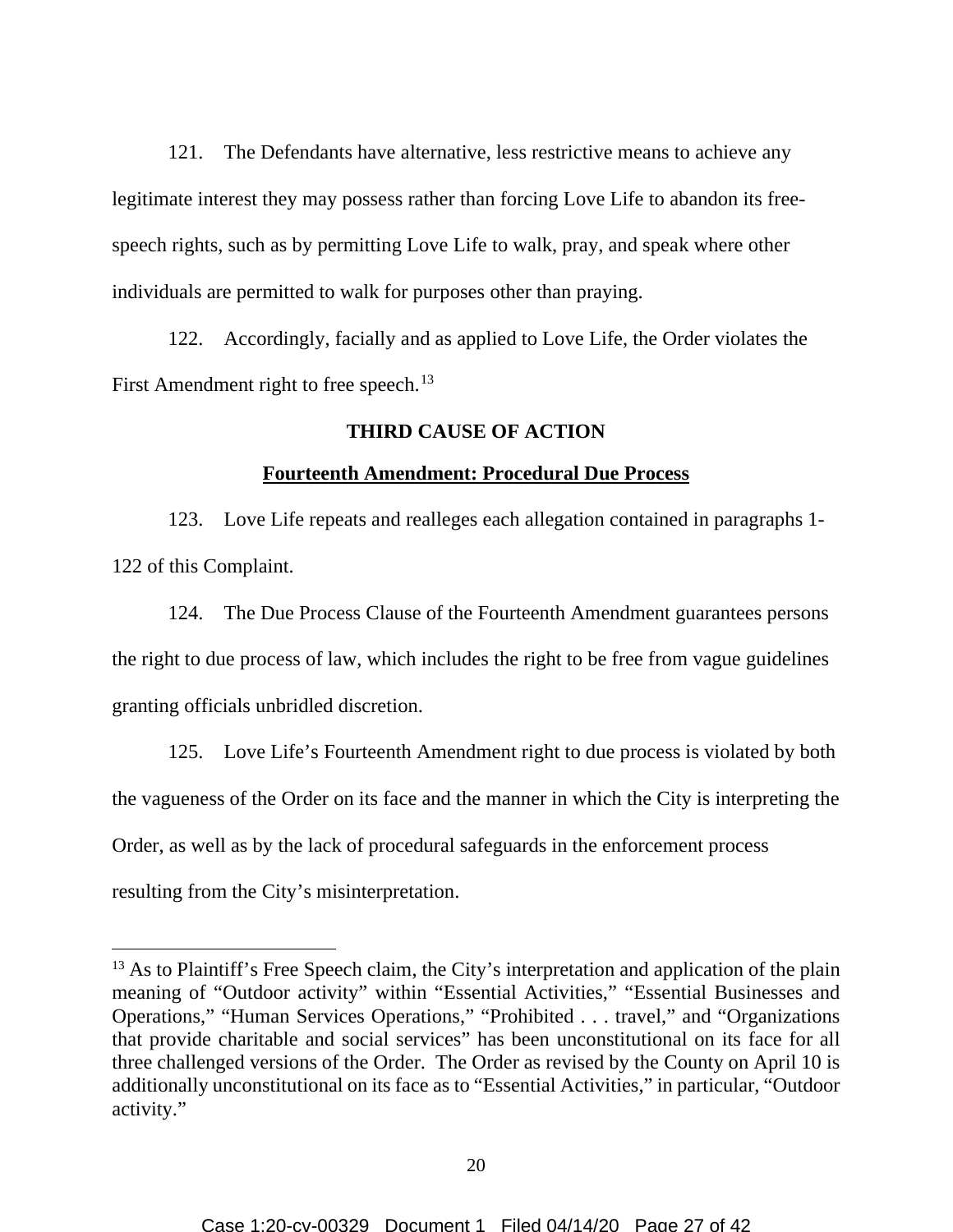121. The Defendants have alternative, less restrictive means to achieve any legitimate interest they may possess rather than forcing Love Life to abandon its free-speech rights, such as by permitting Love Life to walk, pray, and speak where other individuals are permitted to walk for purposes other than praying.

122. Accordingly, facially and as applied to Love Life, the Order violates the First Amendment right to free speech.[13]

**THIRD CAUSE OF ACTION**

**Fourteenth Amendment: Procedural Due Process**

123. Love Life repeats and realleges each allegation contained in paragraphs 1-122 of this Complaint.

124. The Due Process Clause of the Fourteenth Amendment guarantees persons the right to due process of law, which includes the right to be free from vague guidelines granting officials unbridled discretion.

125. Love Life's Fourteenth Amendment right to due process is violated by both the vagueness of the Order on its face and the manner in which the City is interpreting the Order, as well as by the lack of procedural safeguards in the enforcement process resulting from the City's misinterpretation.

---

[13] As to Plaintiff's Free Speech claim, the City's interpretation and application of the plain meaning of "Outdoor activity" within "Essential Activities," "Essential Businesses and Operations," "Human Services Operations," "Prohibited . . . travel," and "Organizations that provide charitable and social services" has been unconstitutional on its face for all three challenged versions of the Order. The Order as revised by the County on April 10 is additionally unconstitutional on its face as to "Essential Activities," in particular, "Outdoor activity."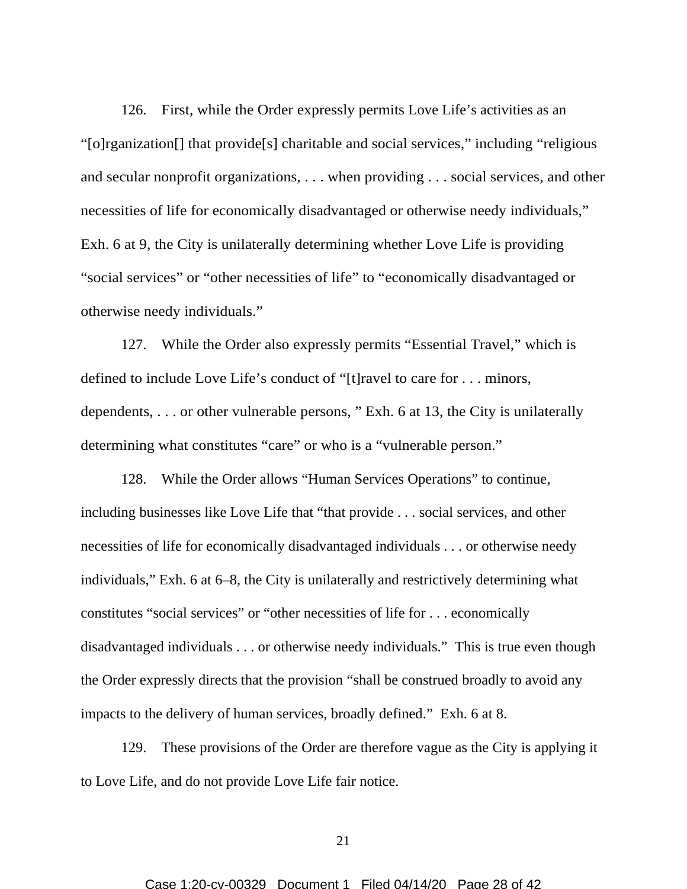126. First, while the Order expressly permits Love Life's activities as an "[o]rganization[] that provide[s] charitable and social services," including "religious and secular nonprofit organizations, . . . when providing . . . social services, and other necessities of life for economically disadvantaged or otherwise needy individuals," Exh. 6 at 9, the City is unilaterally determining whether Love Life is providing "social services" or "other necessities of life" to "economically disadvantaged or otherwise needy individuals."

127. While the Order also expressly permits "Essential Travel," which is defined to include Love Life's conduct of "[t]ravel to care for . . . minors, dependents, . . . or other vulnerable persons, " Exh. 6 at 13, the City is unilaterally determining what constitutes "care" or who is a "vulnerable person."

128. While the Order allows "Human Services Operations" to continue, including businesses like Love Life that "that provide . . . social services, and other necessities of life for economically disadvantaged individuals . . . or otherwise needy individuals," Exh. 6 at 6–8, the City is unilaterally and restrictively determining what constitutes "social services" or "other necessities of life for . . . economically disadvantaged individuals . . . or otherwise needy individuals." This is true even though the Order expressly directs that the provision "shall be construed broadly to avoid any impacts to the delivery of human services, broadly defined." Exh. 6 at 8.

129. These provisions of the Order are therefore vague as the City is applying it to Love Life, and do not provide Love Life fair notice.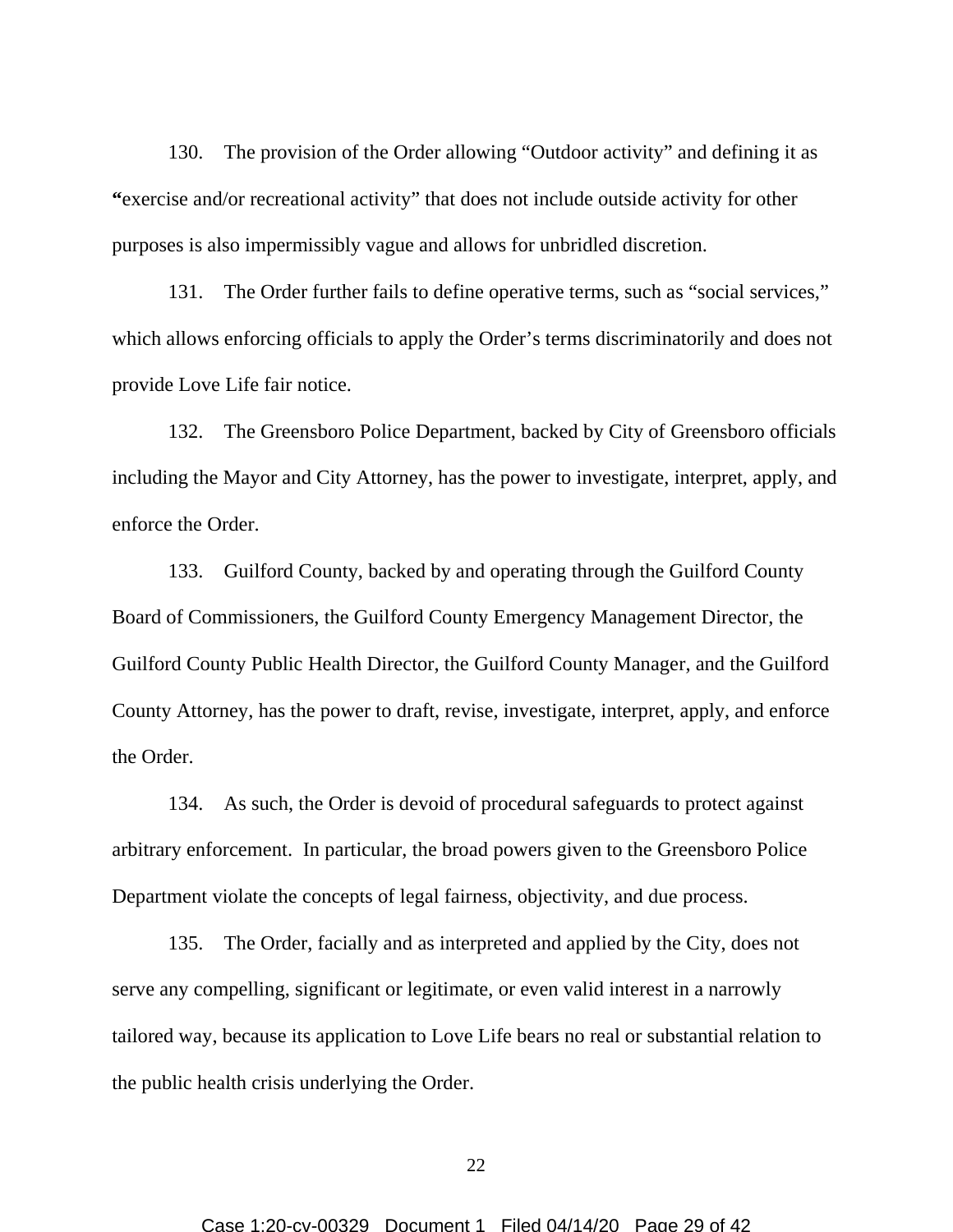130. The provision of the Order allowing “Outdoor activity” and defining it as “exercise and/or recreational activity” that does not include outside activity for other purposes is also impermissibly vague and allows for unbridled discretion.

131. The Order further fails to define operative terms, such as “social services,” which allows enforcing officials to apply the Order’s terms discriminatorily and does not provide Love Life fair notice.

132. The Greensboro Police Department, backed by City of Greensboro officials including the Mayor and City Attorney, has the power to investigate, interpret, apply, and enforce the Order.

133. Guilford County, backed by and operating through the Guilford County Board of Commissioners, the Guilford County Emergency Management Director, the Guilford County Public Health Director, the Guilford County Manager, and the Guilford County Attorney, has the power to draft, revise, investigate, interpret, apply, and enforce the Order.

134. As such, the Order is devoid of procedural safeguards to protect against arbitrary enforcement. In particular, the broad powers given to the Greensboro Police Department violate the concepts of legal fairness, objectivity, and due process.

135. The Order, facially and as interpreted and applied by the City, does not serve any compelling, significant or legitimate, or even valid interest in a narrowly tailored way, because its application to Love Life bears no real or substantial relation to the public health crisis underlying the Order.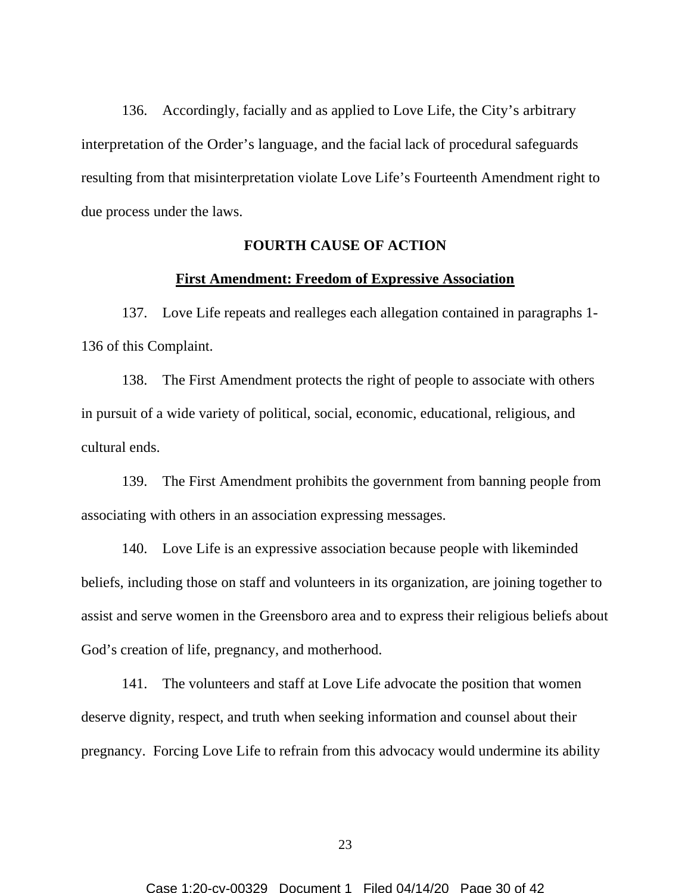136. Accordingly, facially and as applied to Love Life, the City's arbitrary interpretation of the Order's language, and the facial lack of procedural safeguards resulting from that misinterpretation violate Love Life's Fourteenth Amendment right to due process under the laws.

**FOURTH CAUSE OF ACTION**

**First Amendment: Freedom of Expressive Association**

137. Love Life repeats and realleges each allegation contained in paragraphs 1-136 of this Complaint.

138. The First Amendment protects the right of people to associate with others in pursuit of a wide variety of political, social, economic, educational, religious, and cultural ends.

139. The First Amendment prohibits the government from banning people from associating with others in an association expressing messages.

140. Love Life is an expressive association because people with likeminded beliefs, including those on staff and volunteers in its organization, are joining together to assist and serve women in the Greensboro area and to express their religious beliefs about God's creation of life, pregnancy, and motherhood.

141. The volunteers and staff at Love Life advocate the position that women deserve dignity, respect, and truth when seeking information and counsel about their pregnancy. Forcing Love Life to refrain from this advocacy would undermine its ability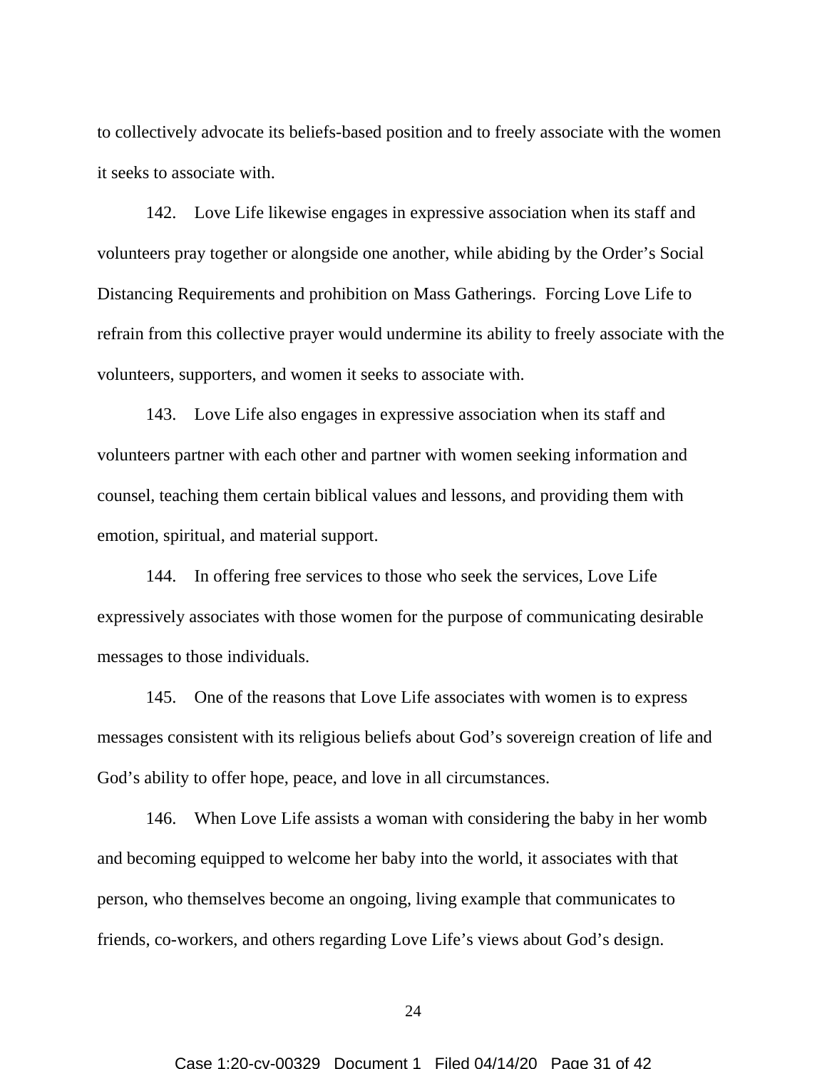to collectively advocate its beliefs-based position and to freely associate with the women it seeks to associate with.

142. Love Life likewise engages in expressive association when its staff and volunteers pray together or alongside one another, while abiding by the Order's Social Distancing Requirements and prohibition on Mass Gatherings. Forcing Love Life to refrain from this collective prayer would undermine its ability to freely associate with the volunteers, supporters, and women it seeks to associate with.

143. Love Life also engages in expressive association when its staff and volunteers partner with each other and partner with women seeking information and counsel, teaching them certain biblical values and lessons, and providing them with emotion, spiritual, and material support.

144. In offering free services to those who seek the services, Love Life expressively associates with those women for the purpose of communicating desirable messages to those individuals.

145. One of the reasons that Love Life associates with women is to express messages consistent with its religious beliefs about God's sovereign creation of life and God's ability to offer hope, peace, and love in all circumstances.

146. When Love Life assists a woman with considering the baby in her womb and becoming equipped to welcome her baby into the world, it associates with that person, who themselves become an ongoing, living example that communicates to friends, co-workers, and others regarding Love Life's views about God's design.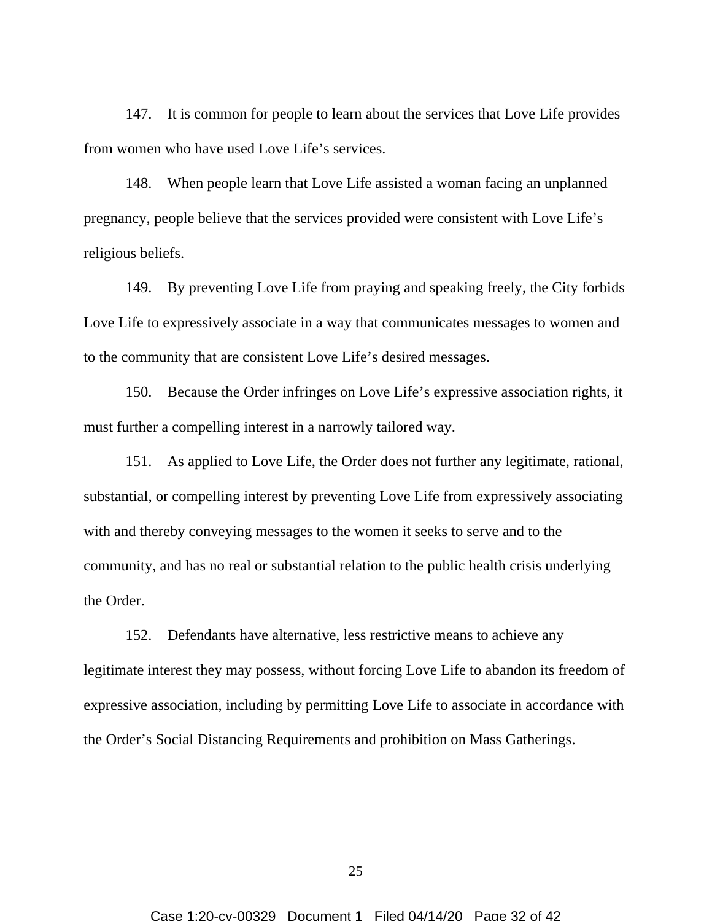147. It is common for people to learn about the services that Love Life provides from women who have used Love Life's services.

148. When people learn that Love Life assisted a woman facing an unplanned pregnancy, people believe that the services provided were consistent with Love Life's religious beliefs.

149. By preventing Love Life from praying and speaking freely, the City forbids Love Life to expressively associate in a way that communicates messages to women and to the community that are consistent Love Life's desired messages.

150. Because the Order infringes on Love Life's expressive association rights, it must further a compelling interest in a narrowly tailored way.

151. As applied to Love Life, the Order does not further any legitimate, rational, substantial, or compelling interest by preventing Love Life from expressively associating with and thereby conveying messages to the women it seeks to serve and to the community, and has no real or substantial relation to the public health crisis underlying the Order.

152. Defendants have alternative, less restrictive means to achieve any legitimate interest they may possess, without forcing Love Life to abandon its freedom of expressive association, including by permitting Love Life to associate in accordance with the Order's Social Distancing Requirements and prohibition on Mass Gatherings.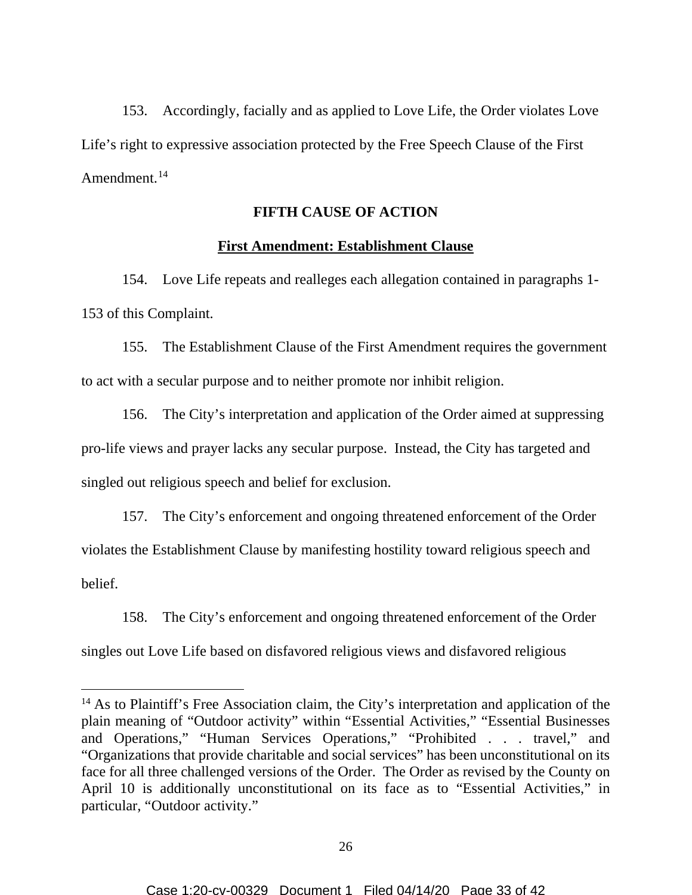153. Accordingly, facially and as applied to Love Life, the Order violates Love Life's right to expressive association protected by the Free Speech Clause of the First Amendment.[14]

**FIFTH CAUSE OF ACTION**

**First Amendment: Establishment Clause**

154. Love Life repeats and realleges each allegation contained in paragraphs 1-153 of this Complaint.

155. The Establishment Clause of the First Amendment requires the government to act with a secular purpose and to neither promote nor inhibit religion.

156. The City's interpretation and application of the Order aimed at suppressing pro-life views and prayer lacks any secular purpose. Instead, the City has targeted and singled out religious speech and belief for exclusion.

157. The City's enforcement and ongoing threatened enforcement of the Order violates the Establishment Clause by manifesting hostility toward religious speech and belief.

158. The City's enforcement and ongoing threatened enforcement of the Order singles out Love Life based on disfavored religious views and disfavored religious

---

[14] As to Plaintiff's Free Association claim, the City's interpretation and application of the plain meaning of "Outdoor activity" within "Essential Activities," "Essential Businesses and Operations," "Human Services Operations," "Prohibited . . . travel," and "Organizations that provide charitable and social services" has been unconstitutional on its face for all three challenged versions of the Order. The Order as revised by the County on April 10 is additionally unconstitutional on its face as to "Essential Activities," in particular, "Outdoor activity."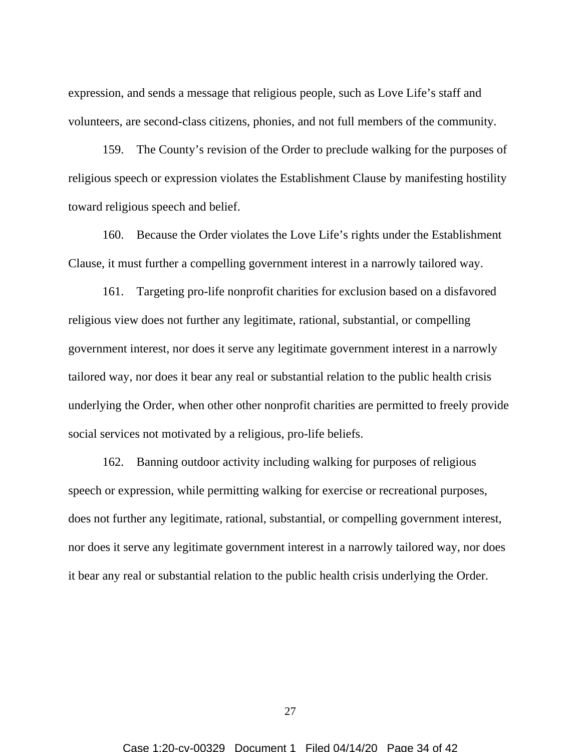expression, and sends a message that religious people, such as Love Life's staff and volunteers, are second-class citizens, phonies, and not full members of the community.

159. The County's revision of the Order to preclude walking for the purposes of religious speech or expression violates the Establishment Clause by manifesting hostility toward religious speech and belief.

160. Because the Order violates the Love Life's rights under the Establishment Clause, it must further a compelling government interest in a narrowly tailored way.

161. Targeting pro-life nonprofit charities for exclusion based on a disfavored religious view does not further any legitimate, rational, substantial, or compelling government interest, nor does it serve any legitimate government interest in a narrowly tailored way, nor does it bear any real or substantial relation to the public health crisis underlying the Order, when other other nonprofit charities are permitted to freely provide social services not motivated by a religious, pro-life beliefs.

162. Banning outdoor activity including walking for purposes of religious speech or expression, while permitting walking for exercise or recreational purposes, does not further any legitimate, rational, substantial, or compelling government interest, nor does it serve any legitimate government interest in a narrowly tailored way, nor does it bear any real or substantial relation to the public health crisis underlying the Order.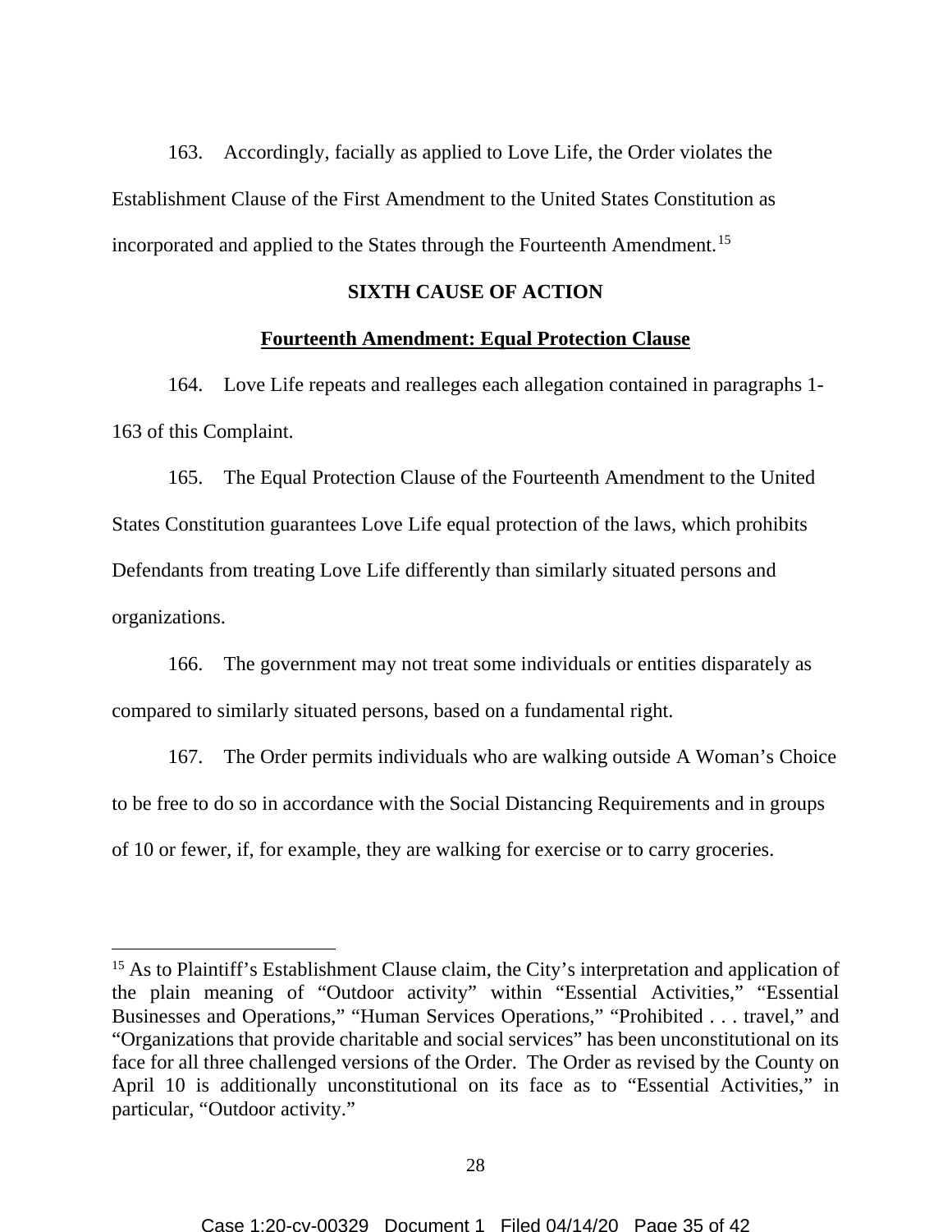163. Accordingly, facially as applied to Love Life, the Order violates the Establishment Clause of the First Amendment to the United States Constitution as incorporated and applied to the States through the Fourteenth Amendment.[15]

**SIXTH CAUSE OF ACTION**

**Fourteenth Amendment: Equal Protection Clause**

164. Love Life repeats and realleges each allegation contained in paragraphs 1-163 of this Complaint.

165. The Equal Protection Clause of the Fourteenth Amendment to the United States Constitution guarantees Love Life equal protection of the laws, which prohibits Defendants from treating Love Life differently than similarly situated persons and organizations.

166. The government may not treat some individuals or entities disparately as compared to similarly situated persons, based on a fundamental right.

167. The Order permits individuals who are walking outside A Woman's Choice to be free to do so in accordance with the Social Distancing Requirements and in groups of 10 or fewer, if, for example, they are walking for exercise or to carry groceries.

---

[15] As to Plaintiff's Establishment Clause claim, the City's interpretation and application of the plain meaning of "Outdoor activity" within "Essential Activities," "Essential Businesses and Operations," "Human Services Operations," "Prohibited . . . travel," and "Organizations that provide charitable and social services" has been unconstitutional on its face for all three challenged versions of the Order. The Order as revised by the County on April 10 is additionally unconstitutional on its face as to "Essential Activities," in particular, "Outdoor activity."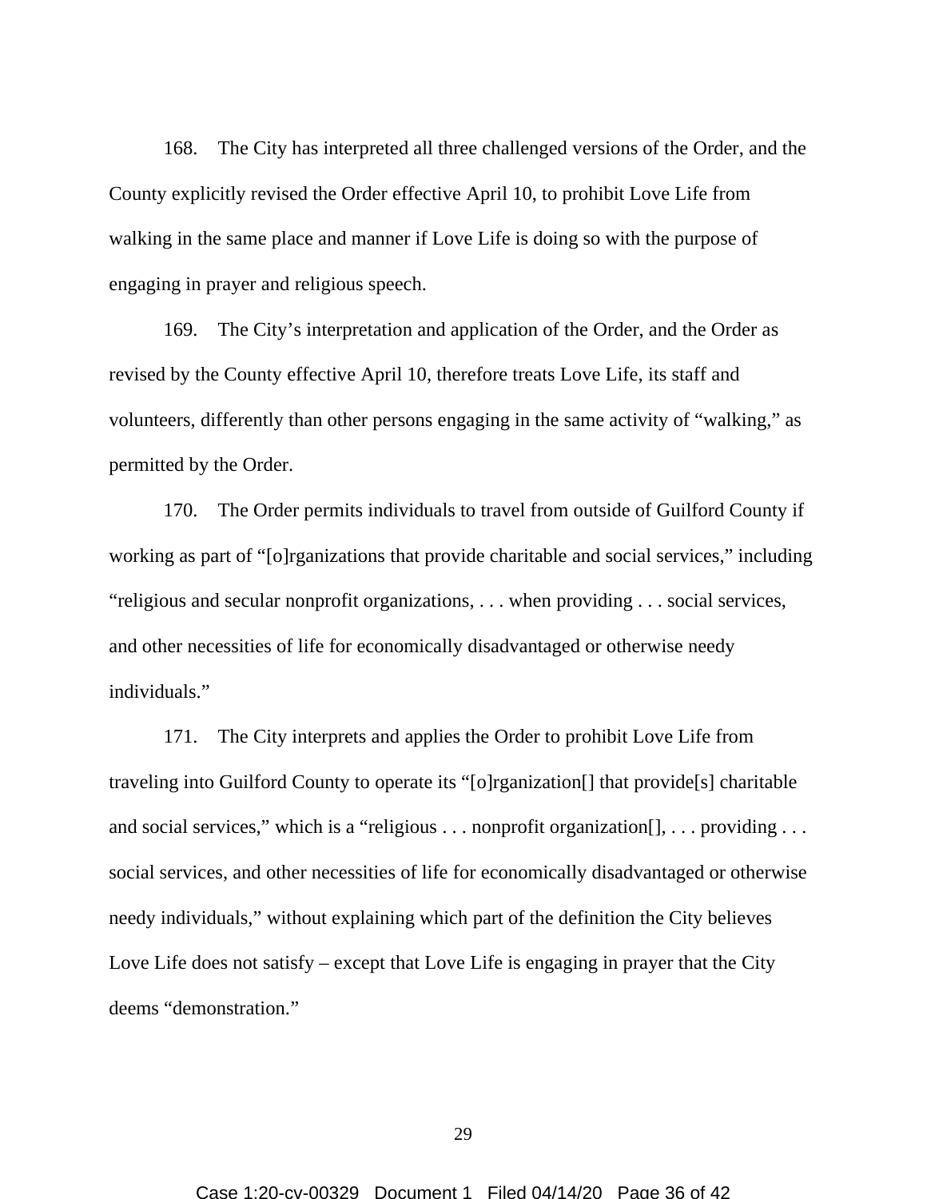168. The City has interpreted all three challenged versions of the Order, and the County explicitly revised the Order effective April 10, to prohibit Love Life from walking in the same place and manner if Love Life is doing so with the purpose of engaging in prayer and religious speech.

169. The City's interpretation and application of the Order, and the Order as revised by the County effective April 10, therefore treats Love Life, its staff and volunteers, differently than other persons engaging in the same activity of "walking," as permitted by the Order.

170. The Order permits individuals to travel from outside of Guilford County if working as part of "[o]rganizations that provide charitable and social services," including "religious and secular nonprofit organizations, . . . when providing . . . social services, and other necessities of life for economically disadvantaged or otherwise needy individuals."

171. The City interprets and applies the Order to prohibit Love Life from traveling into Guilford County to operate its "[o]rganization[] that provide[s] charitable and social services," which is a "religious . . . nonprofit organization[], . . . providing . . . social services, and other necessities of life for economically disadvantaged or otherwise needy individuals," without explaining which part of the definition the City believes Love Life does not satisfy – except that Love Life is engaging in prayer that the City deems "demonstration."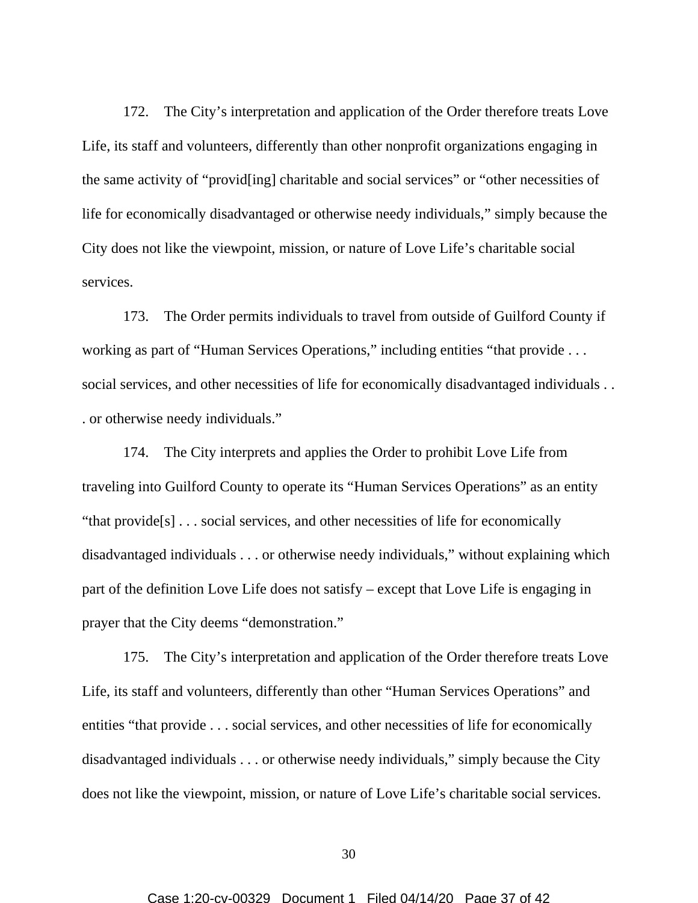172. The City's interpretation and application of the Order therefore treats Love Life, its staff and volunteers, differently than other nonprofit organizations engaging in the same activity of "provid[ing] charitable and social services" or "other necessities of life for economically disadvantaged or otherwise needy individuals," simply because the City does not like the viewpoint, mission, or nature of Love Life's charitable social services.

173. The Order permits individuals to travel from outside of Guilford County if working as part of "Human Services Operations," including entities "that provide . . . social services, and other necessities of life for economically disadvantaged individuals . . . or otherwise needy individuals."

174. The City interprets and applies the Order to prohibit Love Life from traveling into Guilford County to operate its "Human Services Operations" as an entity "that provide[s] . . . social services, and other necessities of life for economically disadvantaged individuals . . . or otherwise needy individuals," without explaining which part of the definition Love Life does not satisfy – except that Love Life is engaging in prayer that the City deems "demonstration."

175. The City's interpretation and application of the Order therefore treats Love Life, its staff and volunteers, differently than other "Human Services Operations" and entities "that provide . . . social services, and other necessities of life for economically disadvantaged individuals . . . or otherwise needy individuals," simply because the City does not like the viewpoint, mission, or nature of Love Life's charitable social services.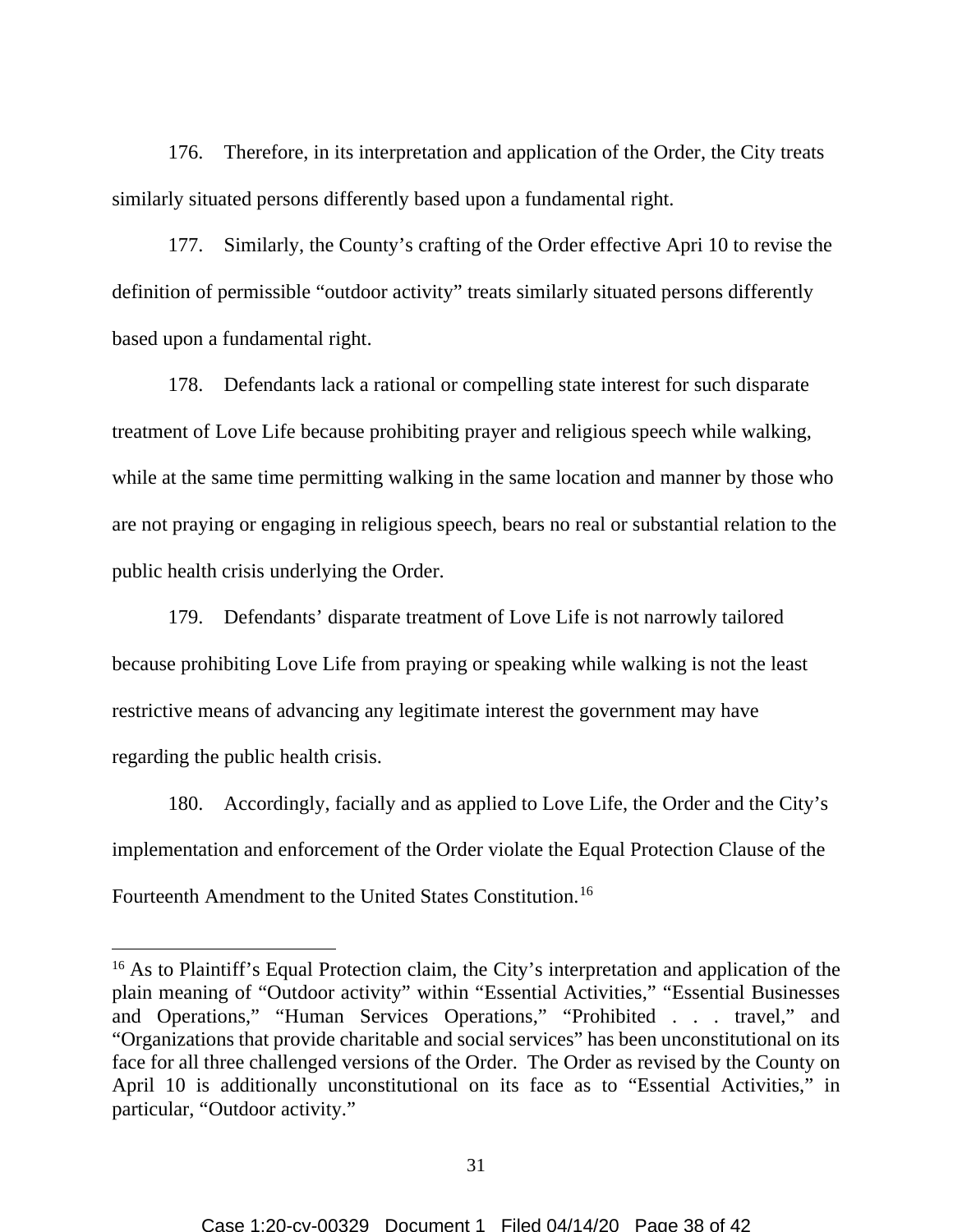176. Therefore, in its interpretation and application of the Order, the City treats similarly situated persons differently based upon a fundamental right.

177. Similarly, the County's crafting of the Order effective Apri 10 to revise the definition of permissible "outdoor activity" treats similarly situated persons differently based upon a fundamental right.

178. Defendants lack a rational or compelling state interest for such disparate treatment of Love Life because prohibiting prayer and religious speech while walking, while at the same time permitting walking in the same location and manner by those who are not praying or engaging in religious speech, bears no real or substantial relation to the public health crisis underlying the Order.

179. Defendants' disparate treatment of Love Life is not narrowly tailored because prohibiting Love Life from praying or speaking while walking is not the least restrictive means of advancing any legitimate interest the government may have regarding the public health crisis.

180. Accordingly, facially and as applied to Love Life, the Order and the City's implementation and enforcement of the Order violate the Equal Protection Clause of the Fourteenth Amendment to the United States Constitution.[16]

---

[16] As to Plaintiff's Equal Protection claim, the City's interpretation and application of the plain meaning of "Outdoor activity" within "Essential Activities," "Essential Businesses and Operations," "Human Services Operations," "Prohibited . . . travel," and "Organizations that provide charitable and social services" has been unconstitutional on its face for all three challenged versions of the Order. The Order as revised by the County on April 10 is additionally unconstitutional on its face as to "Essential Activities," in particular, "Outdoor activity."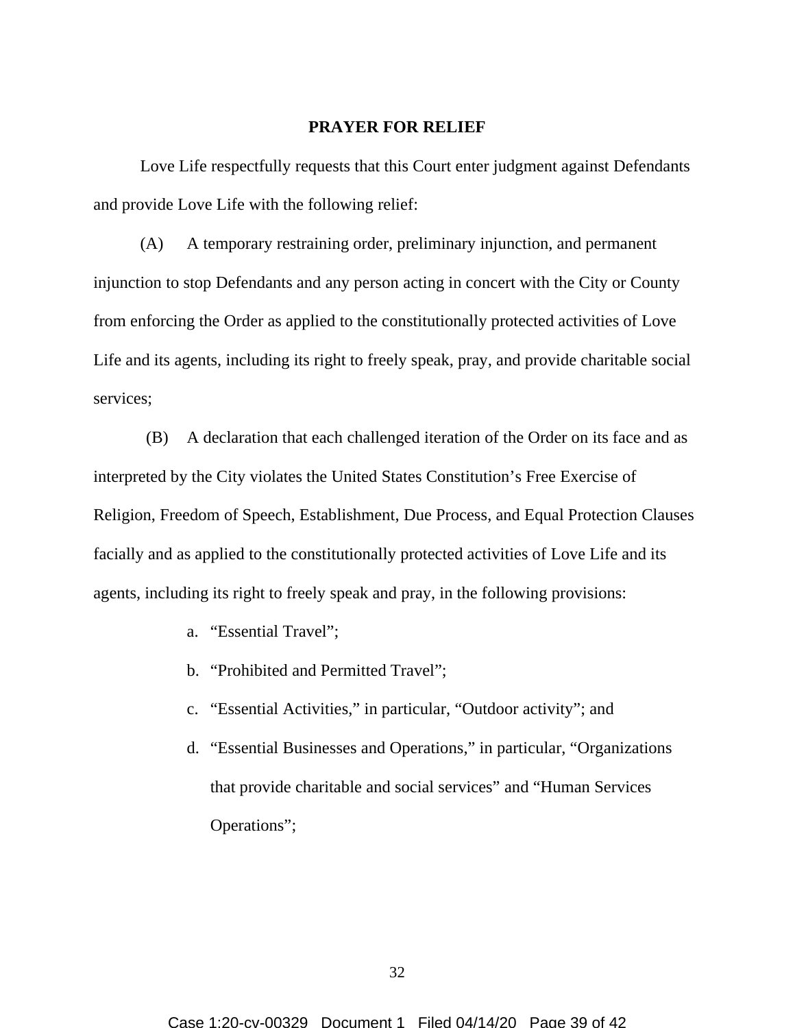## PRAYER FOR RELIEF

Love Life respectfully requests that this Court enter judgment against Defendants and provide Love Life with the following relief:

(A) A temporary restraining order, preliminary injunction, and permanent injunction to stop Defendants and any person acting in concert with the City or County from enforcing the Order as applied to the constitutionally protected activities of Love Life and its agents, including its right to freely speak, pray, and provide charitable social services;

(B) A declaration that each challenged iteration of the Order on its face and as interpreted by the City violates the United States Constitution's Free Exercise of Religion, Freedom of Speech, Establishment, Due Process, and Equal Protection Clauses facially and as applied to the constitutionally protected activities of Love Life and its agents, including its right to freely speak and pray, in the following provisions:

a. "Essential Travel";

b. "Prohibited and Permitted Travel";

c. "Essential Activities," in particular, "Outdoor activity"; and

d. "Essential Businesses and Operations," in particular, "Organizations that provide charitable and social services" and "Human Services Operations";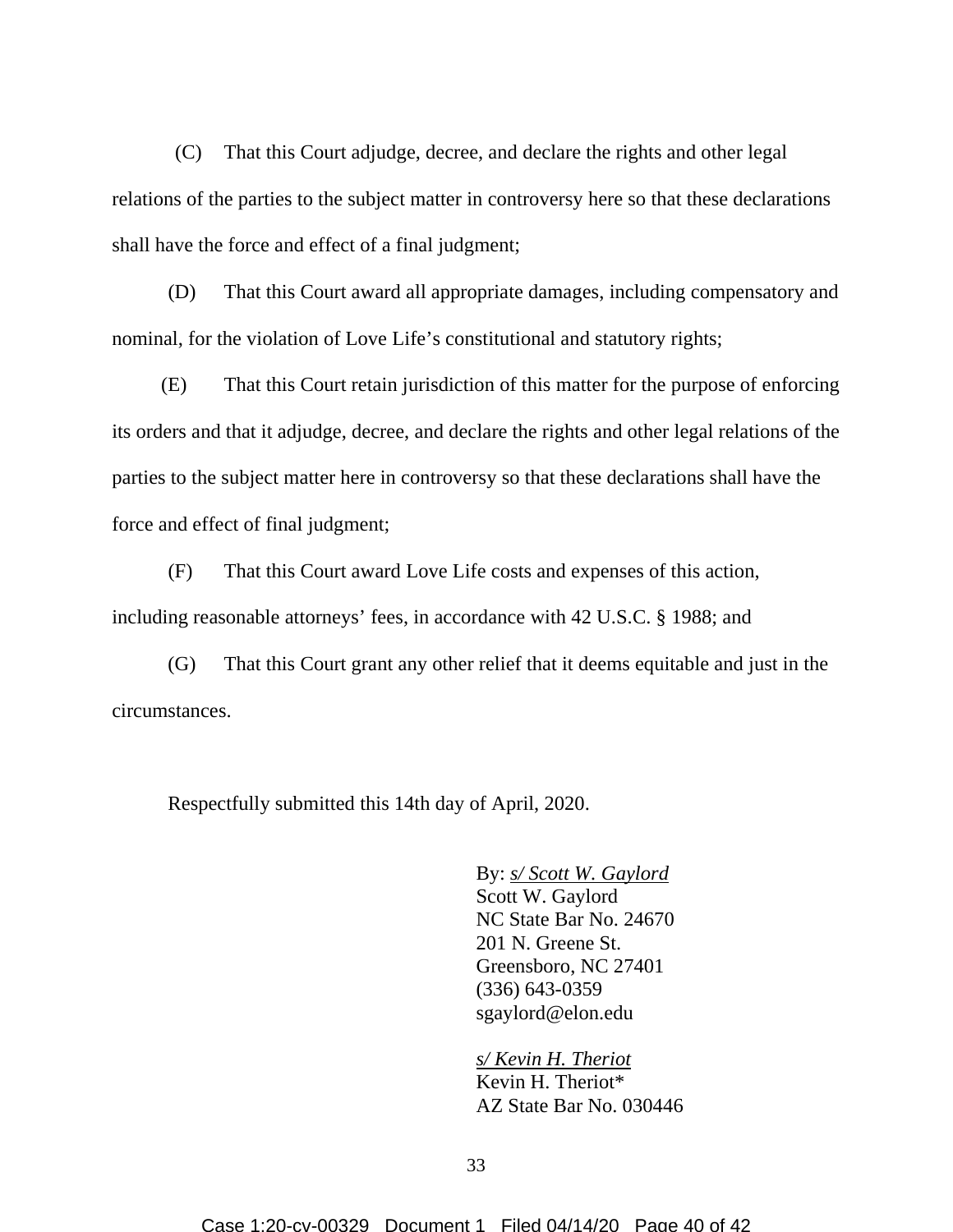(C) That this Court adjudge, decree, and declare the rights and other legal relations of the parties to the subject matter in controversy here so that these declarations shall have the force and effect of a final judgment;

(D) That this Court award all appropriate damages, including compensatory and nominal, for the violation of Love Life's constitutional and statutory rights;

(E) That this Court retain jurisdiction of this matter for the purpose of enforcing its orders and that it adjudge, decree, and declare the rights and other legal relations of the parties to the subject matter here in controversy so that these declarations shall have the force and effect of final judgment;

(F) That this Court award Love Life costs and expenses of this action, including reasonable attorneys' fees, in accordance with 42 U.S.C. § 1988; and

(G) That this Court grant any other relief that it deems equitable and just in the circumstances.

Respectfully submitted this 14th day of April, 2020.

By: *s/ Scott W. Gaylord*
Scott W. Gaylord
NC State Bar No. 24670
201 N. Greene St.
Greensboro, NC 27401
(336) 643-0359
sgaylord@elon.edu

*s/ Kevin H. Theriot*
Kevin H. Theriot*
AZ State Bar No. 030446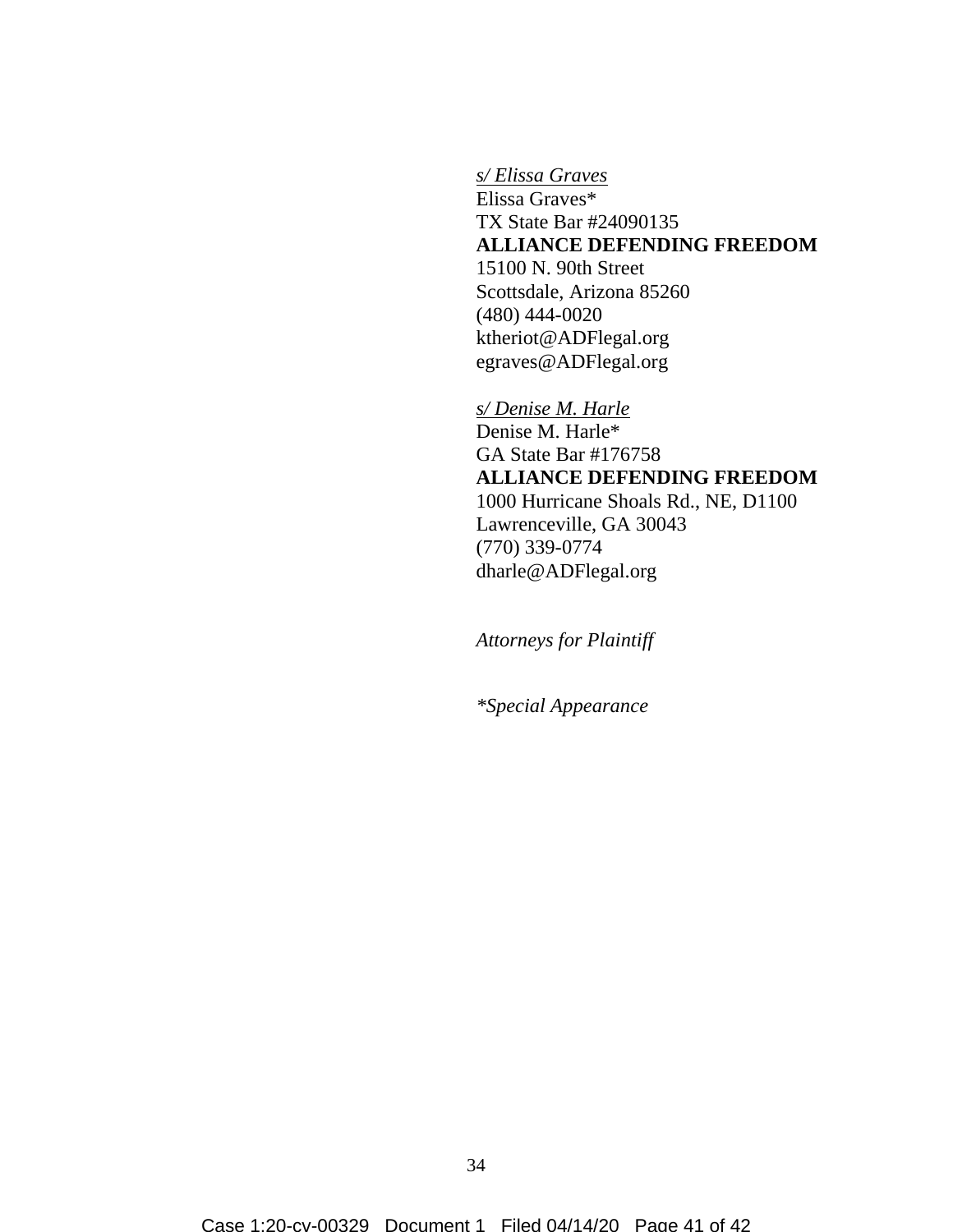*s/ Elissa Graves*
Elissa Graves*
TX State Bar #24090135
**ALLIANCE DEFENDING FREEDOM**
15100 N. 90th Street
Scottsdale, Arizona 85260
(480) 444-0020
ktheriot@ADFlegal.org
egraves@ADFlegal.org

*s/ Denise M. Harle*
Denise M. Harle*
GA State Bar #176758
**ALLIANCE DEFENDING FREEDOM**
1000 Hurricane Shoals Rd., NE, D1100
Lawrenceville, GA 30043
(770) 339-0774
dharle@ADFlegal.org

*Attorneys for Plaintiff*

**Special Appearance*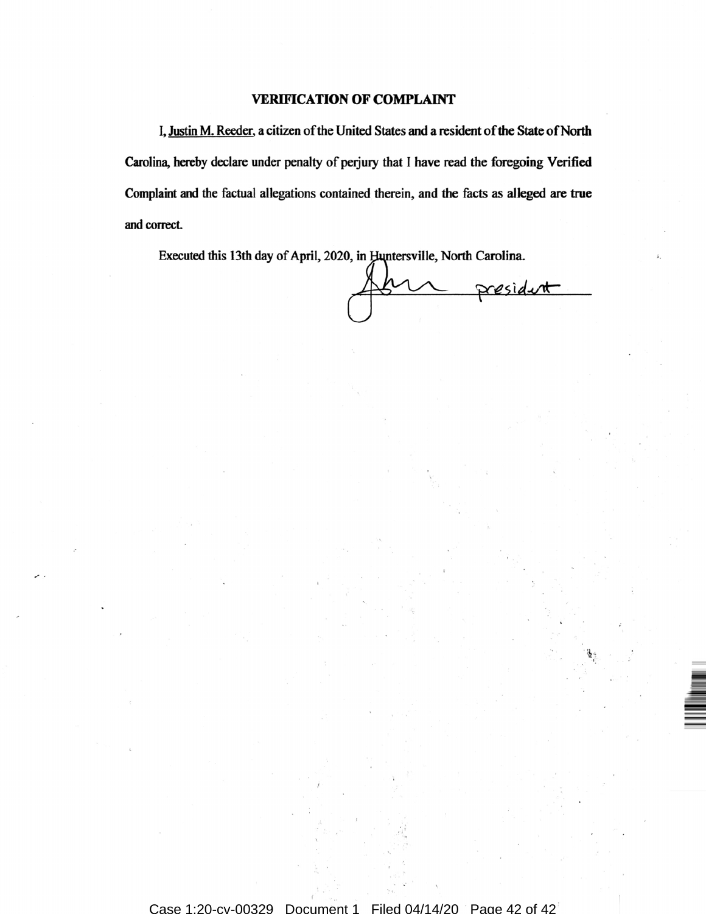## VERIFICATION OF COMPLAINT

I, Justin M. Reeder, a citizen of the United States and a resident of the State of North Carolina, hereby declare under penalty of perjury that I have read the foregoing Verified Complaint and the factual allegations contained therein, and the facts as alleged are true and correct.

Executed this 13th day of April, 2020, in Huntersville, North Carolina.

president